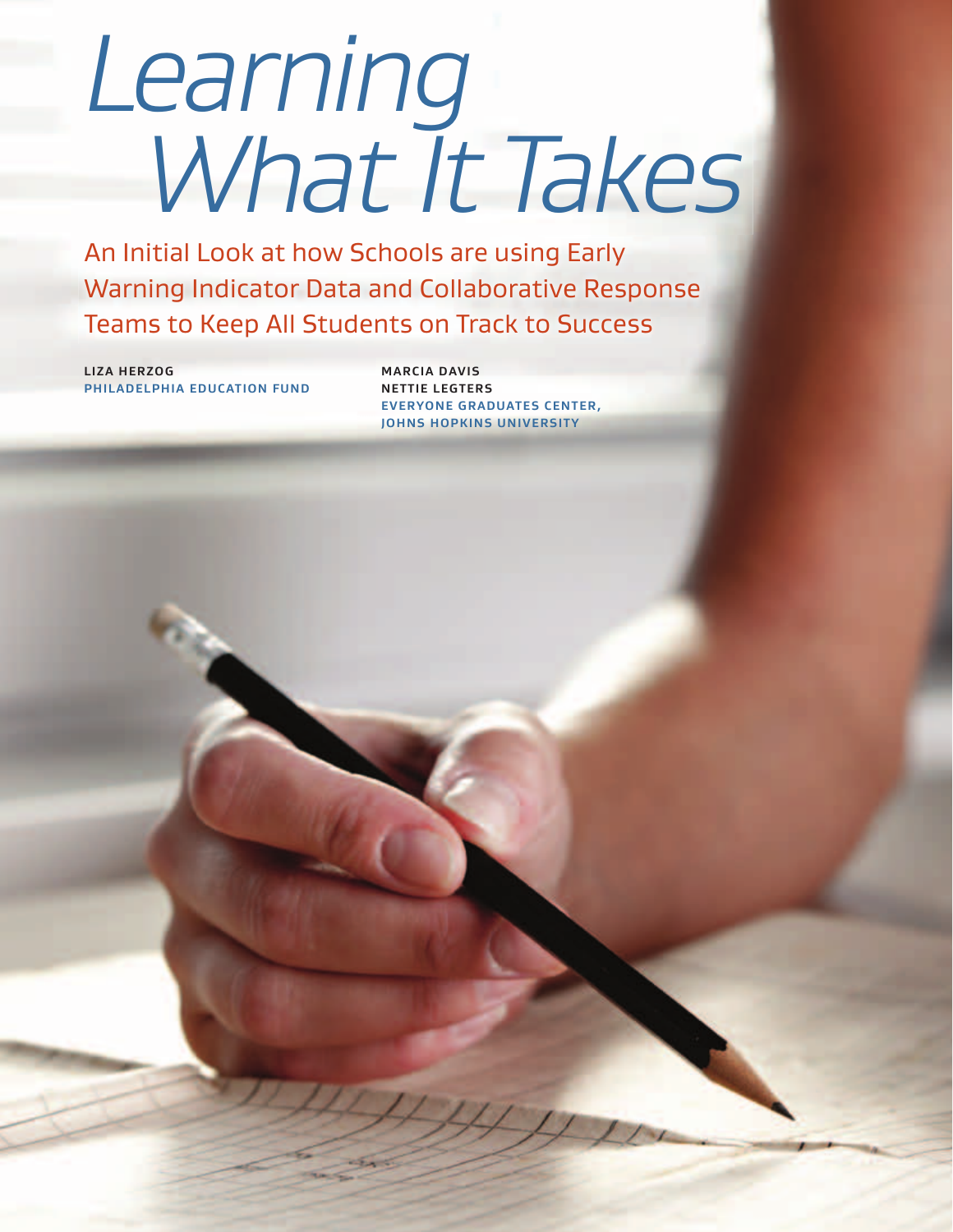# Learning What It Takes

## An Initial Look at how Schools are using Early Warning Indicator Data and Collaborative Response Teams to Keep All Students on Track to Success

**LIZA HERZOG**
**PHILADELPHIA EDUCATION FUND**

**MARCIA DAVIS**
**NETTIE LEGTERS**
**EVERYONE GRADUATES CENTER, JOHNS HOPKINS UNIVERSITY**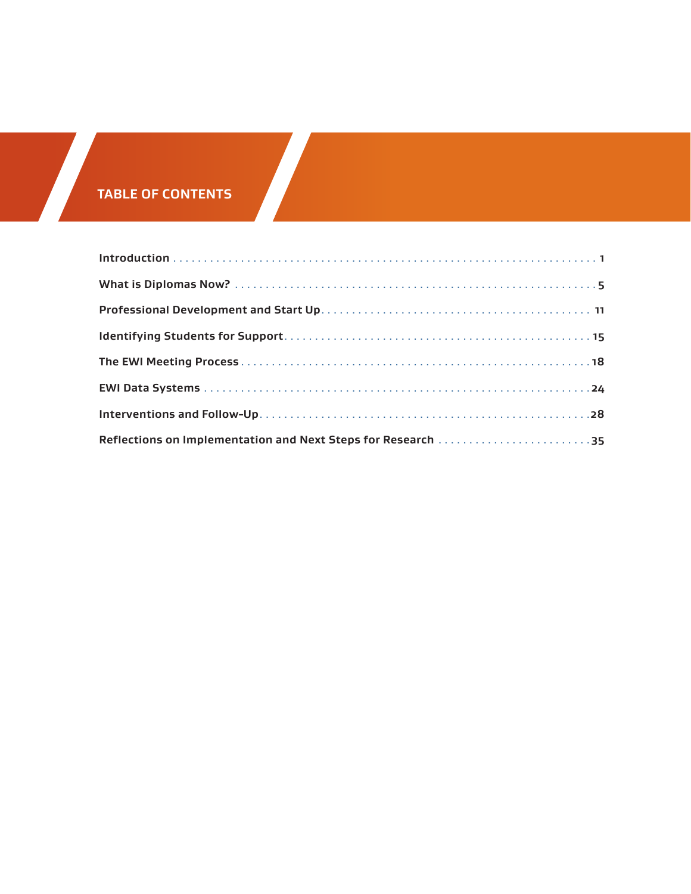# TABLE OF CONTENTS

| | |
|---|---|
| **Introduction** | **1** |
| **What is Diplomas Now?** | **5** |
| **Professional Development and Start Up** | **11** |
| **Identifying Students for Support** | **15** |
| **The EWI Meeting Process** | **18** |
| **EWI Data Systems** | **24** |
| **Interventions and Follow-Up** | **28** |
| **Reflections on Implementation and Next Steps for Research** | **35** |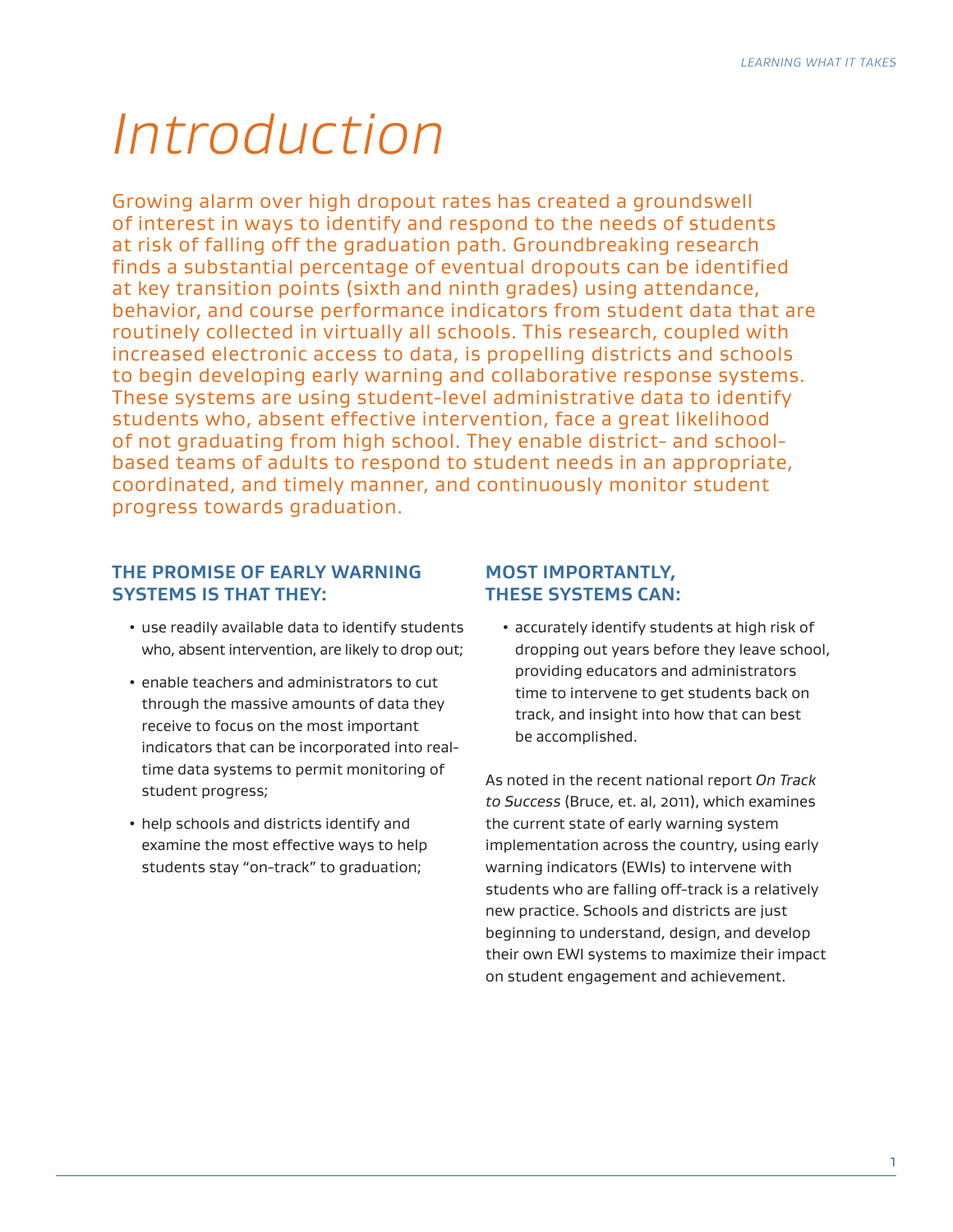# Introduction

Growing alarm over high dropout rates has created a groundswell of interest in ways to identify and respond to the needs of students at risk of falling off the graduation path. Groundbreaking research finds a substantial percentage of eventual dropouts can be identified at key transition points (sixth and ninth grades) using attendance, behavior, and course performance indicators from student data that are routinely collected in virtually all schools. This research, coupled with increased electronic access to data, is propelling districts and schools to begin developing early warning and collaborative response systems. These systems are using student-level administrative data to identify students who, absent effective intervention, face a great likelihood of not graduating from high school. They enable district- and school-based teams of adults to respond to student needs in an appropriate, coordinated, and timely manner, and continuously monitor student progress towards graduation.

### THE PROMISE OF EARLY WARNING SYSTEMS IS THAT THEY:

- use readily available data to identify students who, absent intervention, are likely to drop out;
- enable teachers and administrators to cut through the massive amounts of data they receive to focus on the most important indicators that can be incorporated into real-time data systems to permit monitoring of student progress;
- help schools and districts identify and examine the most effective ways to help students stay "on-track" to graduation;

### MOST IMPORTANTLY, THESE SYSTEMS CAN:

- accurately identify students at high risk of dropping out years before they leave school, providing educators and administrators time to intervene to get students back on track, and insight into how that can best be accomplished.

As noted in the recent national report *On Track to Success* (Bruce, et. al, 2011), which examines the current state of early warning system implementation across the country, using early warning indicators (EWIs) to intervene with students who are falling off-track is a relatively new practice. Schools and districts are just beginning to understand, design, and develop their own EWI systems to maximize their impact on student engagement and achievement.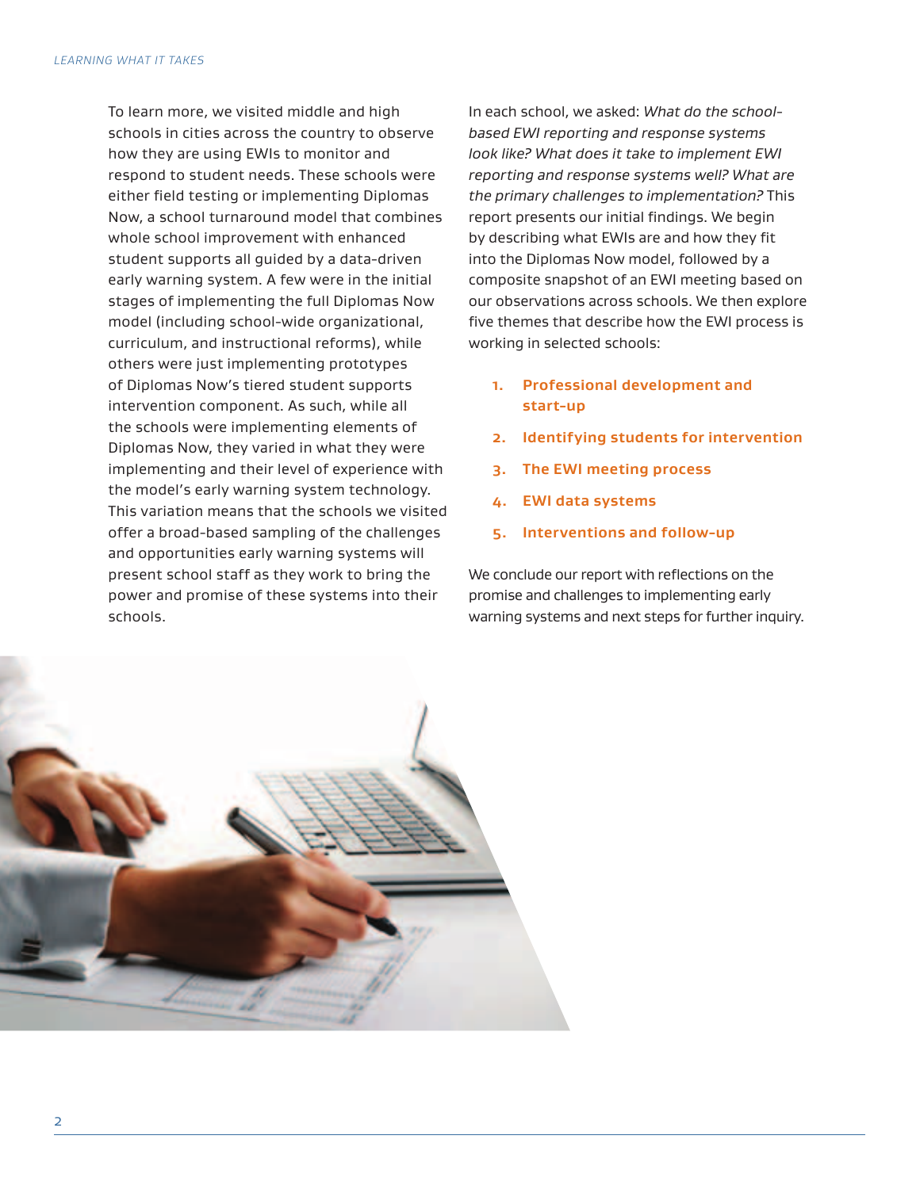To learn more, we visited middle and high schools in cities across the country to observe how they are using EWIs to monitor and respond to student needs. These schools were either field testing or implementing Diplomas Now, a school turnaround model that combines whole school improvement with enhanced student supports all guided by a data-driven early warning system. A few were in the initial stages of implementing the full Diplomas Now model (including school-wide organizational, curriculum, and instructional reforms), while others were just implementing prototypes of Diplomas Now's tiered student supports intervention component. As such, while all the schools were implementing elements of Diplomas Now, they varied in what they were implementing and their level of experience with the model's early warning system technology. This variation means that the schools we visited offer a broad-based sampling of the challenges and opportunities early warning systems will present school staff as they work to bring the power and promise of these systems into their schools.

In each school, we asked: *What do the school-based EWI reporting and response systems look like? What does it take to implement EWI reporting and response systems well? What are the primary challenges to implementation?* This report presents our initial findings. We begin by describing what EWIs are and how they fit into the Diplomas Now model, followed by a composite snapshot of an EWI meeting based on our observations across schools. We then explore five themes that describe how the EWI process is working in selected schools:

1. **Professional development and start-up**
2. **Identifying students for intervention**
3. **The EWI meeting process**
4. **EWI data systems**
5. **Interventions and follow-up**

We conclude our report with reflections on the promise and challenges to implementing early warning systems and next steps for further inquiry.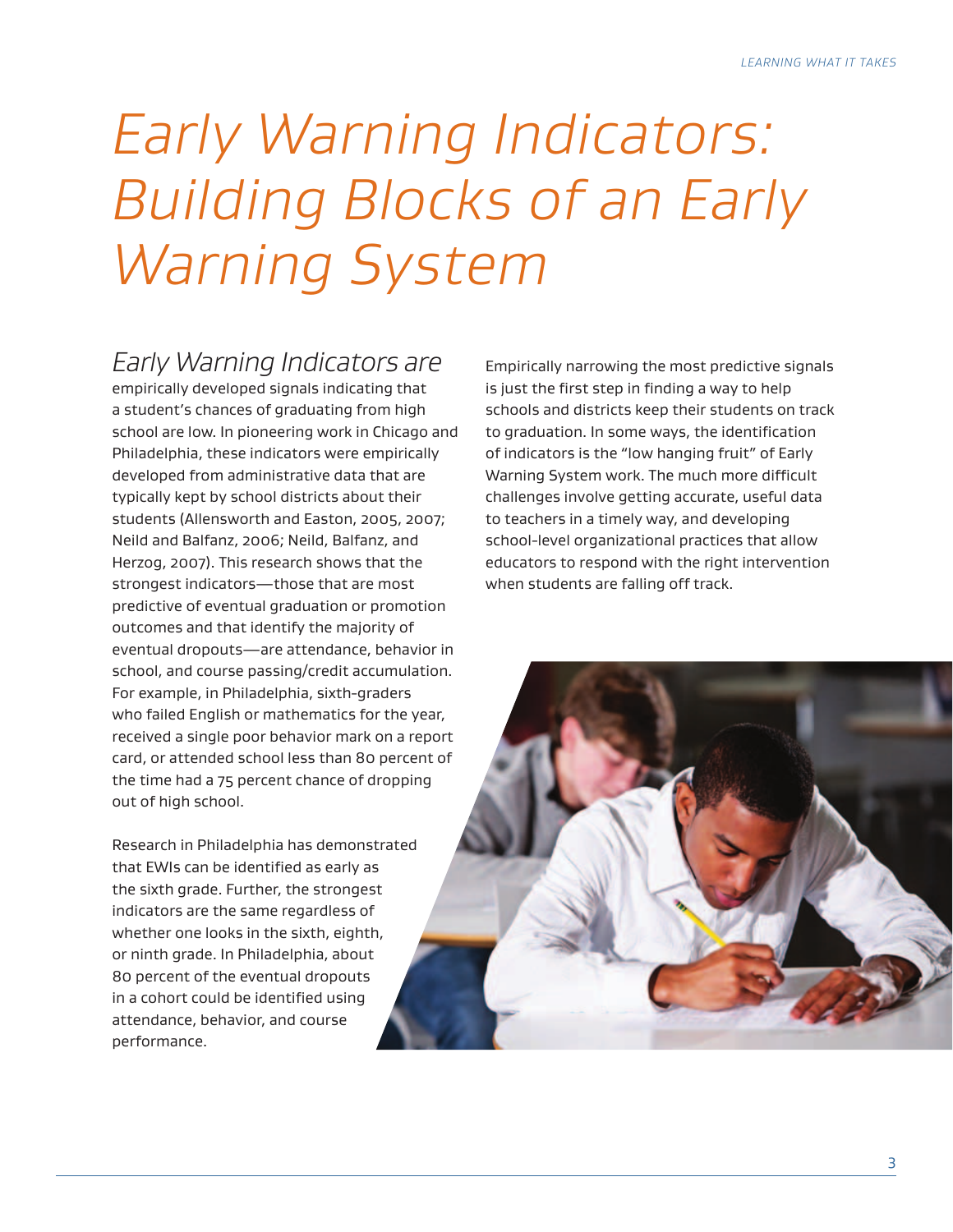# Early Warning Indicators: Building Blocks of an Early Warning System

*Early Warning Indicators are* empirically developed signals indicating that a student's chances of graduating from high school are low. In pioneering work in Chicago and Philadelphia, these indicators were empirically developed from administrative data that are typically kept by school districts about their students (Allensworth and Easton, 2005, 2007; Neild and Balfanz, 2006; Neild, Balfanz, and Herzog, 2007). This research shows that the strongest indicators—those that are most predictive of eventual graduation or promotion outcomes and that identify the majority of eventual dropouts—are attendance, behavior in school, and course passing/credit accumulation. For example, in Philadelphia, sixth-graders who failed English or mathematics for the year, received a single poor behavior mark on a report card, or attended school less than 80 percent of the time had a 75 percent chance of dropping out of high school.

Research in Philadelphia has demonstrated that EWIs can be identified as early as the sixth grade. Further, the strongest indicators are the same regardless of whether one looks in the sixth, eighth, or ninth grade. In Philadelphia, about 80 percent of the eventual dropouts in a cohort could be identified using attendance, behavior, and course performance.

Empirically narrowing the most predictive signals is just the first step in finding a way to help schools and districts keep their students on track to graduation. In some ways, the identification of indicators is the "low hanging fruit" of Early Warning System work. The much more difficult challenges involve getting accurate, useful data to teachers in a timely way, and developing school-level organizational practices that allow educators to respond with the right intervention when students are falling off track.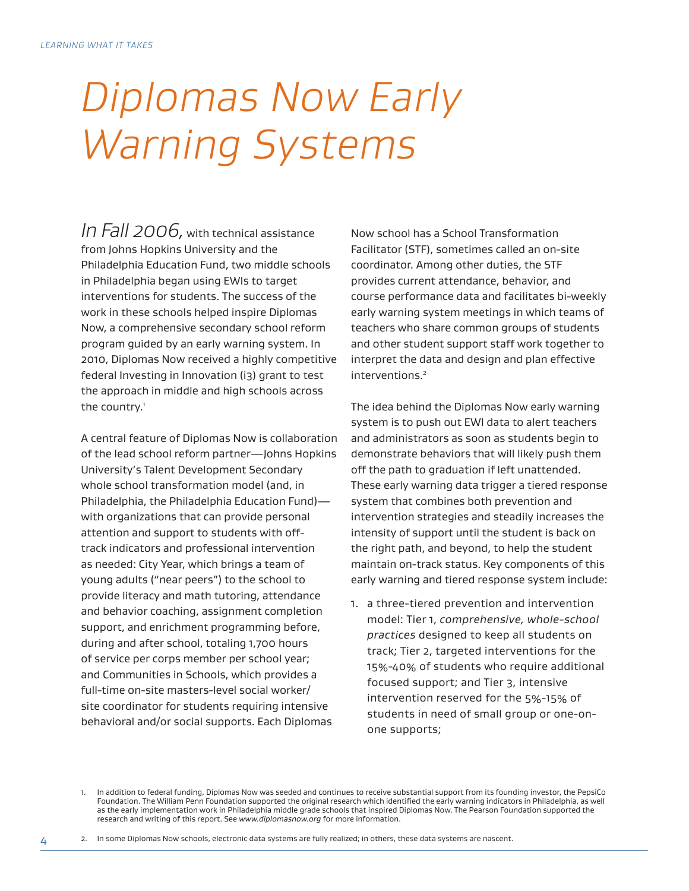# Diplomas Now Early Warning Systems

*In Fall 2006,* with technical assistance from Johns Hopkins University and the Philadelphia Education Fund, two middle schools in Philadelphia began using EWIs to target interventions for students. The success of the work in these schools helped inspire Diplomas Now, a comprehensive secondary school reform program guided by an early warning system. In 2010, Diplomas Now received a highly competitive federal Investing in Innovation (i3) grant to test the approach in middle and high schools across the country.[1]

A central feature of Diplomas Now is collaboration of the lead school reform partner—Johns Hopkins University's Talent Development Secondary whole school transformation model (and, in Philadelphia, the Philadelphia Education Fund)—with organizations that can provide personal attention and support to students with off-track indicators and professional intervention as needed: City Year, which brings a team of young adults ("near peers") to the school to provide literacy and math tutoring, attendance and behavior coaching, assignment completion support, and enrichment programming before, during and after school, totaling 1,700 hours of service per corps member per school year; and Communities in Schools, which provides a full-time on-site masters-level social worker/site coordinator for students requiring intensive behavioral and/or social supports. Each Diplomas Now school has a School Transformation Facilitator (STF), sometimes called an on-site coordinator. Among other duties, the STF provides current attendance, behavior, and course performance data and facilitates bi-weekly early warning system meetings in which teams of teachers who share common groups of students and other student support staff work together to interpret the data and design and plan effective interventions.[2]

The idea behind the Diplomas Now early warning system is to push out EWI data to alert teachers and administrators as soon as students begin to demonstrate behaviors that will likely push them off the path to graduation if left unattended. These early warning data trigger a tiered response system that combines both prevention and intervention strategies and steadily increases the intensity of support until the student is back on the right path, and beyond, to help the student maintain on-track status. Key components of this early warning and tiered response system include:

1. a three-tiered prevention and intervention model: Tier 1, *comprehensive, whole-school practices* designed to keep all students on track; Tier 2, targeted interventions for the 15%-40% of students who require additional focused support; and Tier 3, intensive intervention reserved for the 5%-15% of students in need of small group or one-on-one supports;

---

1. In addition to federal funding, Diplomas Now was seeded and continues to receive substantial support from its founding investor, the PepsiCo Foundation. The William Penn Foundation supported the original research which identified the early warning indicators in Philadelphia, as well as the early implementation work in Philadelphia middle grade schools that inspired Diplomas Now. The Pearson Foundation supported the research and writing of this report. See *www.diplomasnow.org* for more information.

2. In some Diplomas Now schools, electronic data systems are fully realized; in others, these data systems are nascent.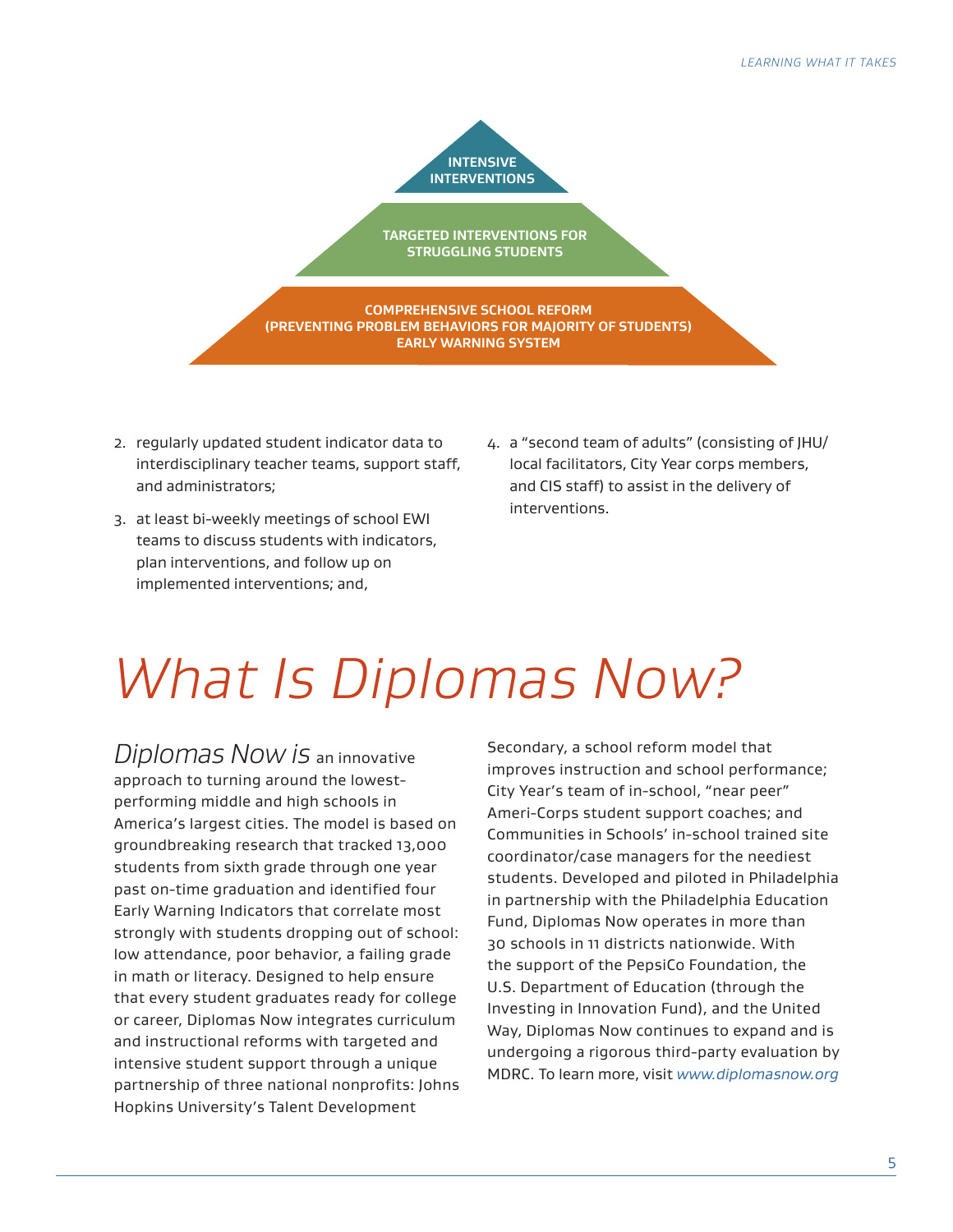INTENSIVE INTERVENTIONS

TARGETED INTERVENTIONS FOR STRUGGLING STUDENTS

COMPREHENSIVE SCHOOL REFORM
(PREVENTING PROBLEM BEHAVIORS FOR MAJORITY OF STUDENTS)
EARLY WARNING SYSTEM

2. regularly updated student indicator data to interdisciplinary teacher teams, support staff, and administrators;
3. at least bi-weekly meetings of school EWI teams to discuss students with indicators, plan interventions, and follow up on implemented interventions; and,
4. a "second team of adults" (consisting of JHU/local facilitators, City Year corps members, and CIS staff) to assist in the delivery of interventions.

# *What Is Diplomas Now?*

*Diplomas Now is* an innovative approach to turning around the lowest-performing middle and high schools in America's largest cities. The model is based on groundbreaking research that tracked 13,000 students from sixth grade through one year past on-time graduation and identified four Early Warning Indicators that correlate most strongly with students dropping out of school: low attendance, poor behavior, a failing grade in math or literacy. Designed to help ensure that every student graduates ready for college or career, Diplomas Now integrates curriculum and instructional reforms with targeted and intensive student support through a unique partnership of three national nonprofits: Johns Hopkins University's Talent Development Secondary, a school reform model that improves instruction and school performance; City Year's team of in-school, "near peer" Ameri-Corps student support coaches; and Communities in Schools' in-school trained site coordinator/case managers for the neediest students. Developed and piloted in Philadelphia in partnership with the Philadelphia Education Fund, Diplomas Now operates in more than 30 schools in 11 districts nationwide. With the support of the PepsiCo Foundation, the U.S. Department of Education (through the Investing in Innovation Fund), and the United Way, Diplomas Now continues to expand and is undergoing a rigorous third-party evaluation by MDRC. To learn more, visit *www.diplomasnow.org*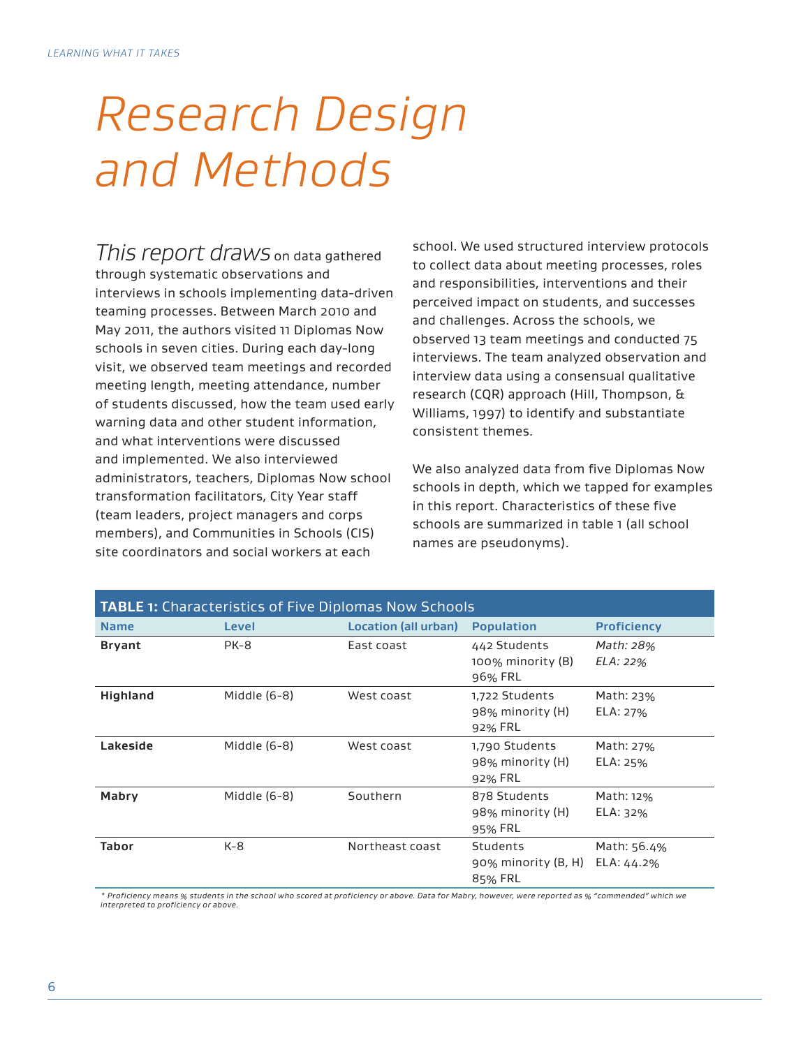# Research Design and Methods

*This report draws* on data gathered through systematic observations and interviews in schools implementing data-driven teaming processes. Between March 2010 and May 2011, the authors visited 11 Diplomas Now schools in seven cities. During each day-long visit, we observed team meetings and recorded meeting length, meeting attendance, number of students discussed, how the team used early warning data and other student information, and what interventions were discussed and implemented. We also interviewed administrators, teachers, Diplomas Now school transformation facilitators, City Year staff (team leaders, project managers and corps members), and Communities in Schools (CIS) site coordinators and social workers at each school. We used structured interview protocols to collect data about meeting processes, roles and responsibilities, interventions and their perceived impact on students, and successes and challenges. Across the schools, we observed 13 team meetings and conducted 75 interviews. The team analyzed observation and interview data using a consensual qualitative research (CQR) approach (Hill, Thompson, & Williams, 1997) to identify and substantiate consistent themes.

We also analyzed data from five Diplomas Now schools in depth, which we tapped for examples in this report. Characteristics of these five schools are summarized in table 1 (all school names are pseudonyms).

**TABLE 1:** Characteristics of Five Diplomas Now Schools

| Name | Level | Location (all urban) | Population | Proficiency |
|---|---|---|---|---|
| **Bryant** | PK-8 | East coast | 442 Students<br>100% minority (B)<br>96% FRL | *Math: 28%*<br>*ELA: 22%* |
| **Highland** | Middle (6-8) | West coast | 1,722 Students<br>98% minority (H)<br>92% FRL | Math: 23%<br>ELA: 27% |
| **Lakeside** | Middle (6-8) | West coast | 1,790 Students<br>98% minority (H)<br>92% FRL | Math: 27%<br>ELA: 25% |
| **Mabry** | Middle (6-8) | Southern | 878 Students<br>98% minority (H)<br>95% FRL | Math: 12%<br>ELA: 32% |
| **Tabor** | K-8 | Northeast coast | Students<br>90% minority (B, H)<br>85% FRL | Math: 56.4%<br>ELA: 44.2% |

*\* Proficiency means % students in the school who scored at proficiency or above. Data for Mabry, however, were reported as % "commended" which we interpreted to proficiency or above.*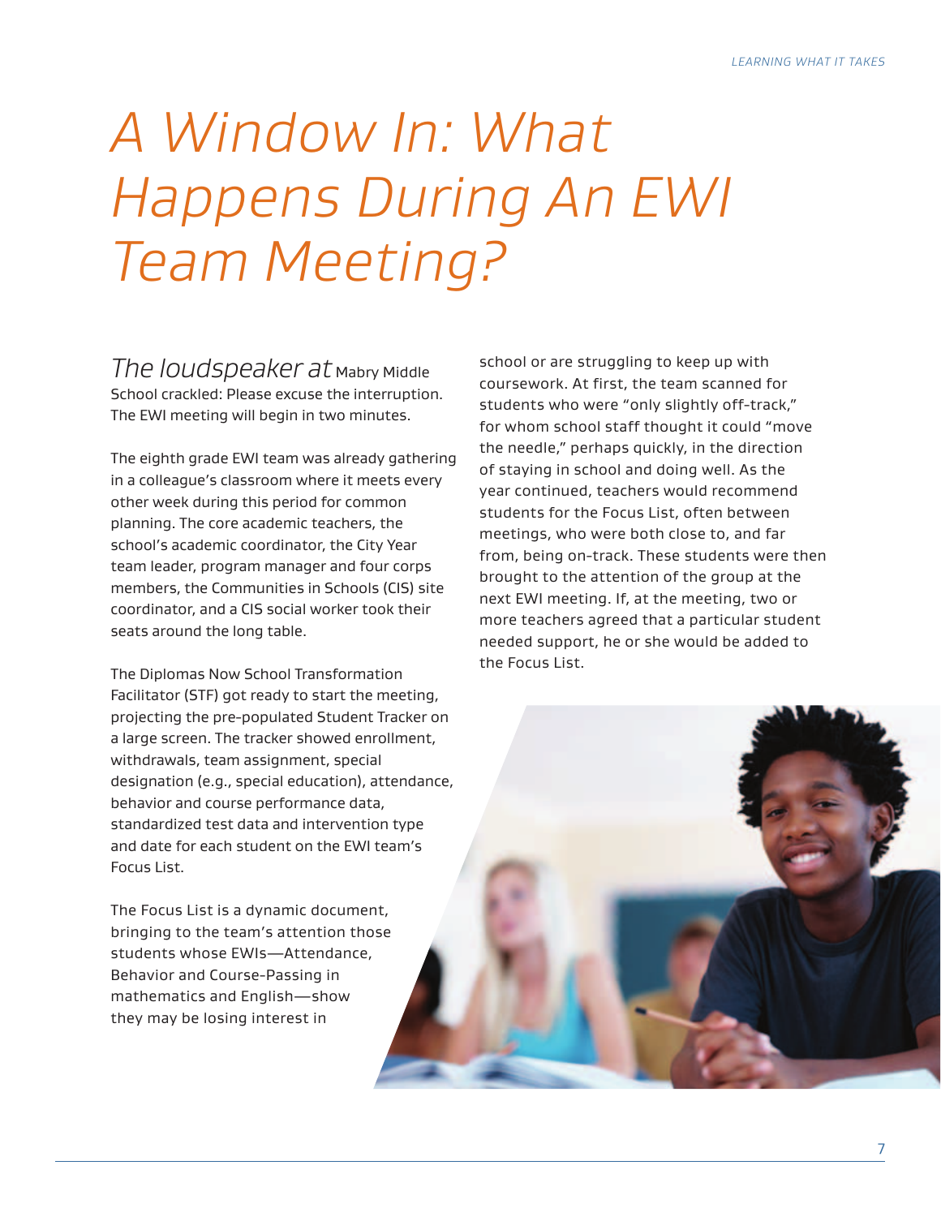# A Window In: What Happens During An EWI Team Meeting?

*The loudspeaker at* Mabry Middle School crackled: Please excuse the interruption. The EWI meeting will begin in two minutes.

The eighth grade EWI team was already gathering in a colleague's classroom where it meets every other week during this period for common planning. The core academic teachers, the school's academic coordinator, the City Year team leader, program manager and four corps members, the Communities in Schools (CIS) site coordinator, and a CIS social worker took their seats around the long table.

The Diplomas Now School Transformation Facilitator (STF) got ready to start the meeting, projecting the pre-populated Student Tracker on a large screen. The tracker showed enrollment, withdrawals, team assignment, special designation (e.g., special education), attendance, behavior and course performance data, standardized test data and intervention type and date for each student on the EWI team's Focus List.

The Focus List is a dynamic document, bringing to the team's attention those students whose EWIs—Attendance, Behavior and Course-Passing in mathematics and English—show they may be losing interest in school or are struggling to keep up with coursework. At first, the team scanned for students who were "only slightly off-track," for whom school staff thought it could "move the needle," perhaps quickly, in the direction of staying in school and doing well. As the year continued, teachers would recommend students for the Focus List, often between meetings, who were both close to, and far from, being on-track. These students were then brought to the attention of the group at the next EWI meeting. If, at the meeting, two or more teachers agreed that a particular student needed support, he or she would be added to the Focus List.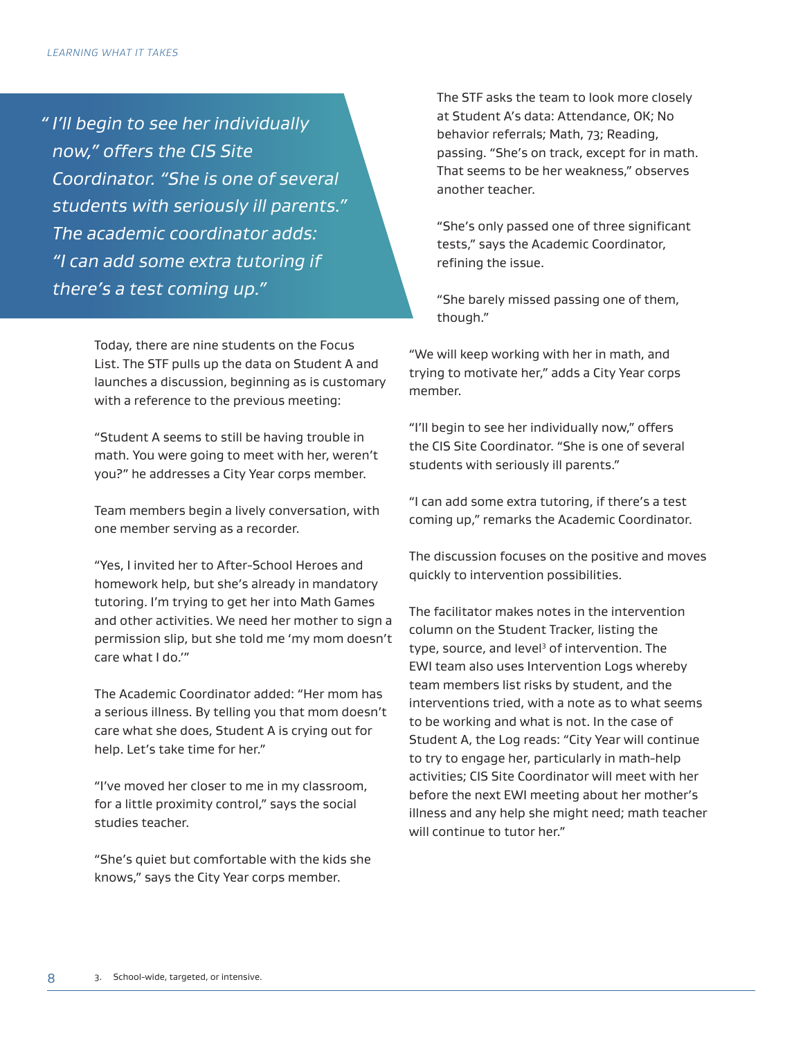> *"I'll begin to see her individually now," offers the CIS Site Coordinator. "She is one of several students with seriously ill parents." The academic coordinator adds: "I can add some extra tutoring if there's a test coming up."*

Today, there are nine students on the Focus List. The STF pulls up the data on Student A and launches a discussion, beginning as is customary with a reference to the previous meeting:

"Student A seems to still be having trouble in math. You were going to meet with her, weren't you?" he addresses a City Year corps member.

Team members begin a lively conversation, with one member serving as a recorder.

"Yes, I invited her to After-School Heroes and homework help, but she's already in mandatory tutoring. I'm trying to get her into Math Games and other activities. We need her mother to sign a permission slip, but she told me 'my mom doesn't care what I do.'"

The Academic Coordinator added: "Her mom has a serious illness. By telling you that mom doesn't care what she does, Student A is crying out for help. Let's take time for her."

"I've moved her closer to me in my classroom, for a little proximity control," says the social studies teacher.

"She's quiet but comfortable with the kids she knows," says the City Year corps member.

The STF asks the team to look more closely at Student A's data: Attendance, OK; No behavior referrals; Math, 73; Reading, passing. "She's on track, except for in math. That seems to be her weakness," observes another teacher.

"She's only passed one of three significant tests," says the Academic Coordinator, refining the issue.

"She barely missed passing one of them, though."

"We will keep working with her in math, and trying to motivate her," adds a City Year corps member.

"I'll begin to see her individually now," offers the CIS Site Coordinator. "She is one of several students with seriously ill parents."

"I can add some extra tutoring, if there's a test coming up," remarks the Academic Coordinator.

The discussion focuses on the positive and moves quickly to intervention possibilities.

The facilitator makes notes in the intervention column on the Student Tracker, listing the type, source, and level[3] of intervention. The EWI team also uses Intervention Logs whereby team members list risks by student, and the interventions tried, with a note as to what seems to be working and what is not. In the case of Student A, the Log reads: "City Year will continue to try to engage her, particularly in math-help activities; CIS Site Coordinator will meet with her before the next EWI meeting about her mother's illness and any help she might need; math teacher will continue to tutor her."

3. School-wide, targeted, or intensive.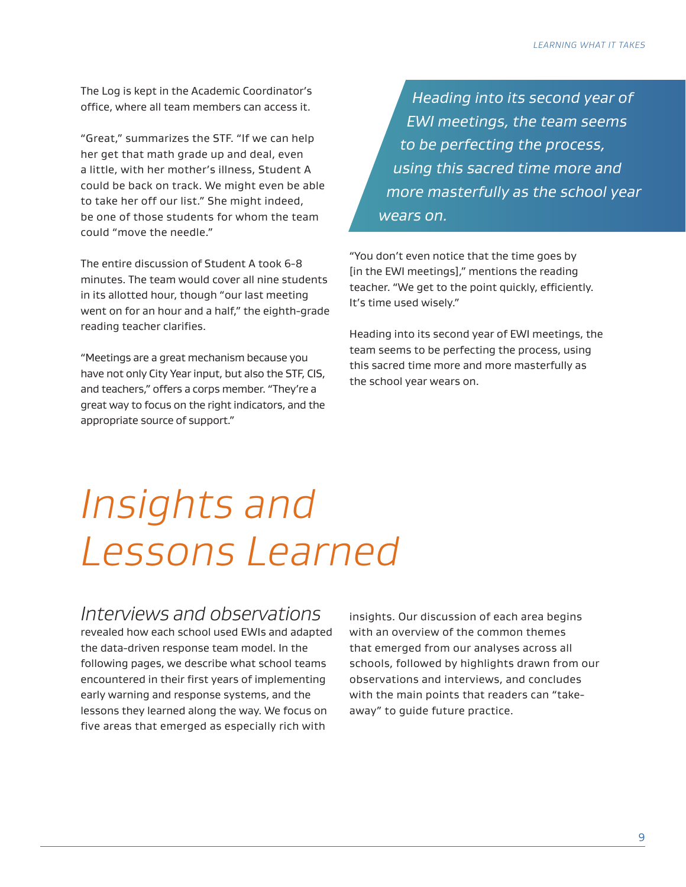The Log is kept in the Academic Coordinator's office, where all team members can access it.

"Great," summarizes the STF. "If we can help her get that math grade up and deal, even a little, with her mother's illness, Student A could be back on track. We might even be able to take her off our list." She might indeed, be one of those students for whom the team could "move the needle."

The entire discussion of Student A took 6-8 minutes. The team would cover all nine students in its allotted hour, though "our last meeting went on for an hour and a half," the eighth-grade reading teacher clarifies.

"Meetings are a great mechanism because you have not only City Year input, but also the STF, CIS, and teachers," offers a corps member. "They're a great way to focus on the right indicators, and the appropriate source of support."

*Heading into its second year of EWI meetings, the team seems to be perfecting the process, using this sacred time more and more masterfully as the school year wears on.*

"You don't even notice that the time goes by [in the EWI meetings]," mentions the reading teacher. "We get to the point quickly, efficiently. It's time used wisely."

Heading into its second year of EWI meetings, the team seems to be perfecting the process, using this sacred time more and more masterfully as the school year wears on.

# *Insights and Lessons Learned*

*Interviews and observations* revealed how each school used EWIs and adapted the data-driven response team model. In the following pages, we describe what school teams encountered in their first years of implementing early warning and response systems, and the lessons they learned along the way. We focus on five areas that emerged as especially rich with insights. Our discussion of each area begins with an overview of the common themes that emerged from our analyses across all schools, followed by highlights drawn from our observations and interviews, and concludes with the main points that readers can "take-away" to guide future practice.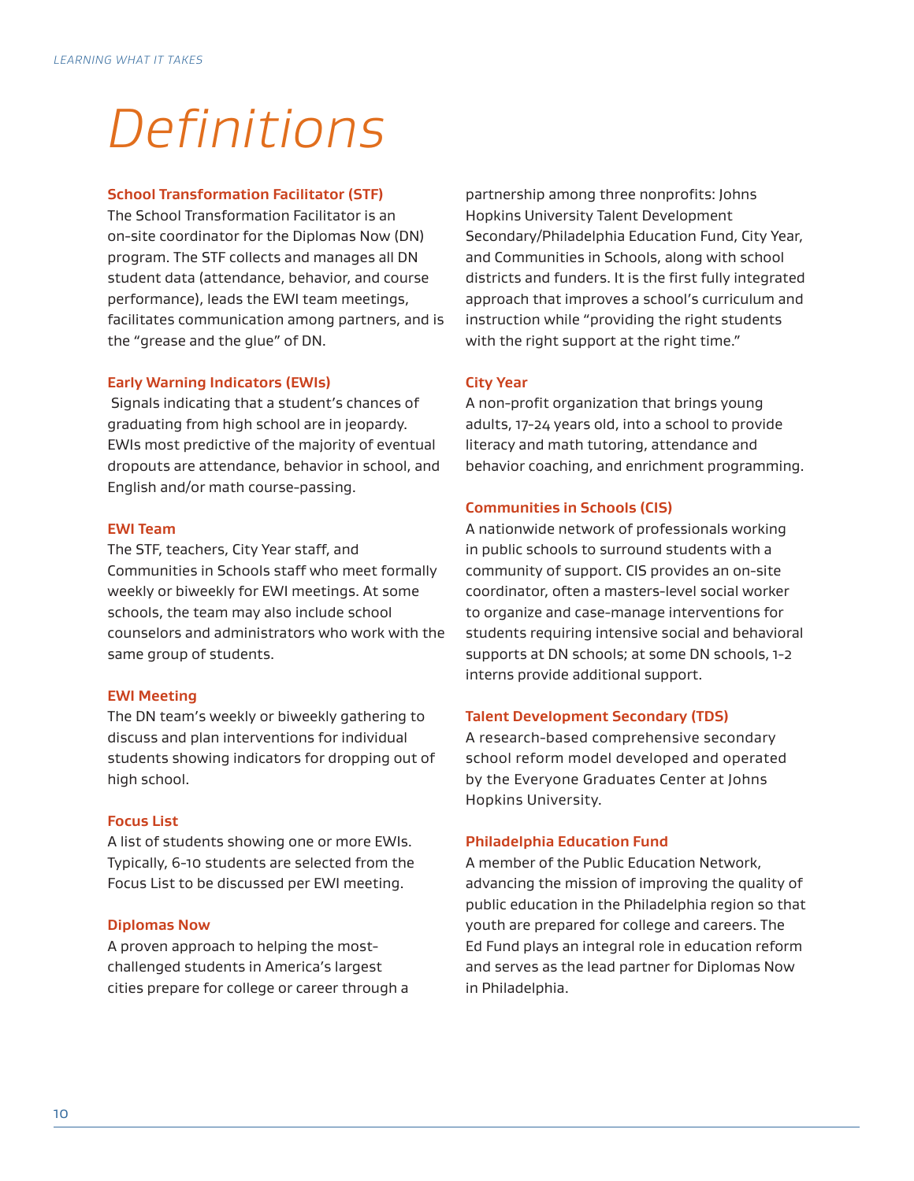# Definitions

### School Transformation Facilitator (STF)

The School Transformation Facilitator is an on-site coordinator for the Diplomas Now (DN) program. The STF collects and manages all DN student data (attendance, behavior, and course performance), leads the EWI team meetings, facilitates communication among partners, and is the "grease and the glue" of DN.

### Early Warning Indicators (EWIs)

Signals indicating that a student's chances of graduating from high school are in jeopardy. EWIs most predictive of the majority of eventual dropouts are attendance, behavior in school, and English and/or math course-passing.

### EWI Team

The STF, teachers, City Year staff, and Communities in Schools staff who meet formally weekly or biweekly for EWI meetings. At some schools, the team may also include school counselors and administrators who work with the same group of students.

### EWI Meeting

The DN team's weekly or biweekly gathering to discuss and plan interventions for individual students showing indicators for dropping out of high school.

### Focus List

A list of students showing one or more EWIs. Typically, 6-10 students are selected from the Focus List to be discussed per EWI meeting.

### Diplomas Now

A proven approach to helping the most-challenged students in America's largest cities prepare for college or career through a partnership among three nonprofits: Johns Hopkins University Talent Development Secondary/Philadelphia Education Fund, City Year, and Communities in Schools, along with school districts and funders. It is the first fully integrated approach that improves a school's curriculum and instruction while "providing the right students with the right support at the right time."

### City Year

A non-profit organization that brings young adults, 17-24 years old, into a school to provide literacy and math tutoring, attendance and behavior coaching, and enrichment programming.

### Communities in Schools (CIS)

A nationwide network of professionals working in public schools to surround students with a community of support. CIS provides an on-site coordinator, often a masters-level social worker to organize and case-manage interventions for students requiring intensive social and behavioral supports at DN schools; at some DN schools, 1-2 interns provide additional support.

### Talent Development Secondary (TDS)

A research-based comprehensive secondary school reform model developed and operated by the Everyone Graduates Center at Johns Hopkins University.

### Philadelphia Education Fund

A member of the Public Education Network, advancing the mission of improving the quality of public education in the Philadelphia region so that youth are prepared for college and careers. The Ed Fund plays an integral role in education reform and serves as the lead partner for Diplomas Now in Philadelphia.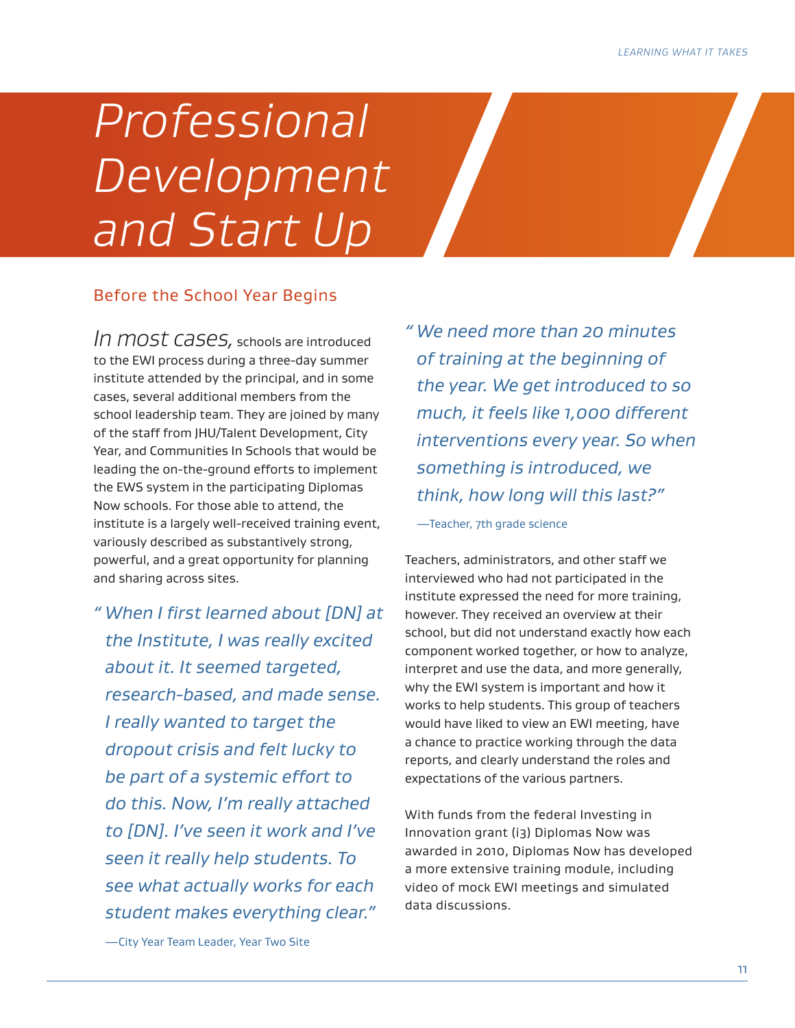# Professional Development and Start Up

## Before the School Year Begins

*In most cases,* schools are introduced to the EWI process during a three-day summer institute attended by the principal, and in some cases, several additional members from the school leadership team. They are joined by many of the staff from JHU/Talent Development, City Year, and Communities In Schools that would be leading the on-the-ground efforts to implement the EWS system in the participating Diplomas Now schools. For those able to attend, the institute is a largely well-received training event, variously described as substantively strong, powerful, and a great opportunity for planning and sharing across sites.

> *"When I first learned about [DN] at the Institute, I was really excited about it. It seemed targeted, research-based, and made sense. I really wanted to target the dropout crisis and felt lucky to be part of a systemic effort to do this. Now, I'm really attached to [DN]. I've seen it work and I've seen it really help students. To see what actually works for each student makes everything clear."*
>
> —City Year Team Leader, Year Two Site

> *"We need more than 20 minutes of training at the beginning of the year. We get introduced to so much, it feels like 1,000 different interventions every year. So when something is introduced, we think, how long will this last?"*
>
> —Teacher, 7th grade science

Teachers, administrators, and other staff we interviewed who had not participated in the institute expressed the need for more training, however. They received an overview at their school, but did not understand exactly how each component worked together, or how to analyze, interpret and use the data, and more generally, why the EWI system is important and how it works to help students. This group of teachers would have liked to view an EWI meeting, have a chance to practice working through the data reports, and clearly understand the roles and expectations of the various partners.

With funds from the federal Investing in Innovation grant (i3) Diplomas Now was awarded in 2010, Diplomas Now has developed a more extensive training module, including video of mock EWI meetings and simulated data discussions.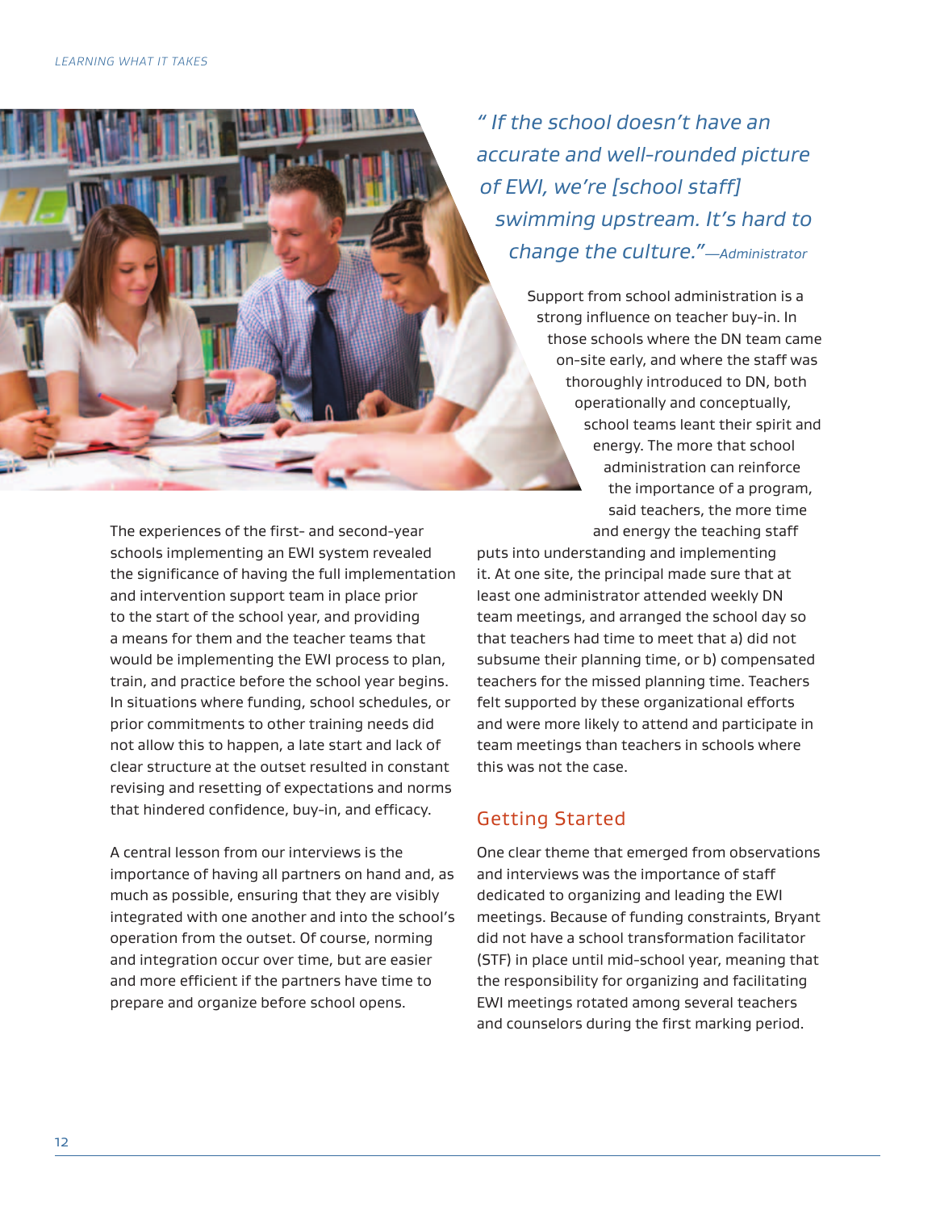*" If the school doesn't have an accurate and well-rounded picture of EWI, we're [school staff] swimming upstream. It's hard to change the culture."—Administrator*

The experiences of the first- and second-year schools implementing an EWI system revealed the significance of having the full implementation and intervention support team in place prior to the start of the school year, and providing a means for them and the teacher teams that would be implementing the EWI process to plan, train, and practice before the school year begins. In situations where funding, school schedules, or prior commitments to other training needs did not allow this to happen, a late start and lack of clear structure at the outset resulted in constant revising and resetting of expectations and norms that hindered confidence, buy-in, and efficacy.

A central lesson from our interviews is the importance of having all partners on hand and, as much as possible, ensuring that they are visibly integrated with one another and into the school's operation from the outset. Of course, norming and integration occur over time, but are easier and more efficient if the partners have time to prepare and organize before school opens.

Support from school administration is a strong influence on teacher buy-in. In those schools where the DN team came on-site early, and where the staff was thoroughly introduced to DN, both operationally and conceptually, school teams leant their spirit and energy. The more that school administration can reinforce the importance of a program, said teachers, the more time and energy the teaching staff puts into understanding and implementing it. At one site, the principal made sure that at least one administrator attended weekly DN team meetings, and arranged the school day so that teachers had time to meet that a) did not subsume their planning time, or b) compensated teachers for the missed planning time. Teachers felt supported by these organizational efforts and were more likely to attend and participate in team meetings than teachers in schools where this was not the case.

## Getting Started

One clear theme that emerged from observations and interviews was the importance of staff dedicated to organizing and leading the EWI meetings. Because of funding constraints, Bryant did not have a school transformation facilitator (STF) in place until mid-school year, meaning that the responsibility for organizing and facilitating EWI meetings rotated among several teachers and counselors during the first marking period.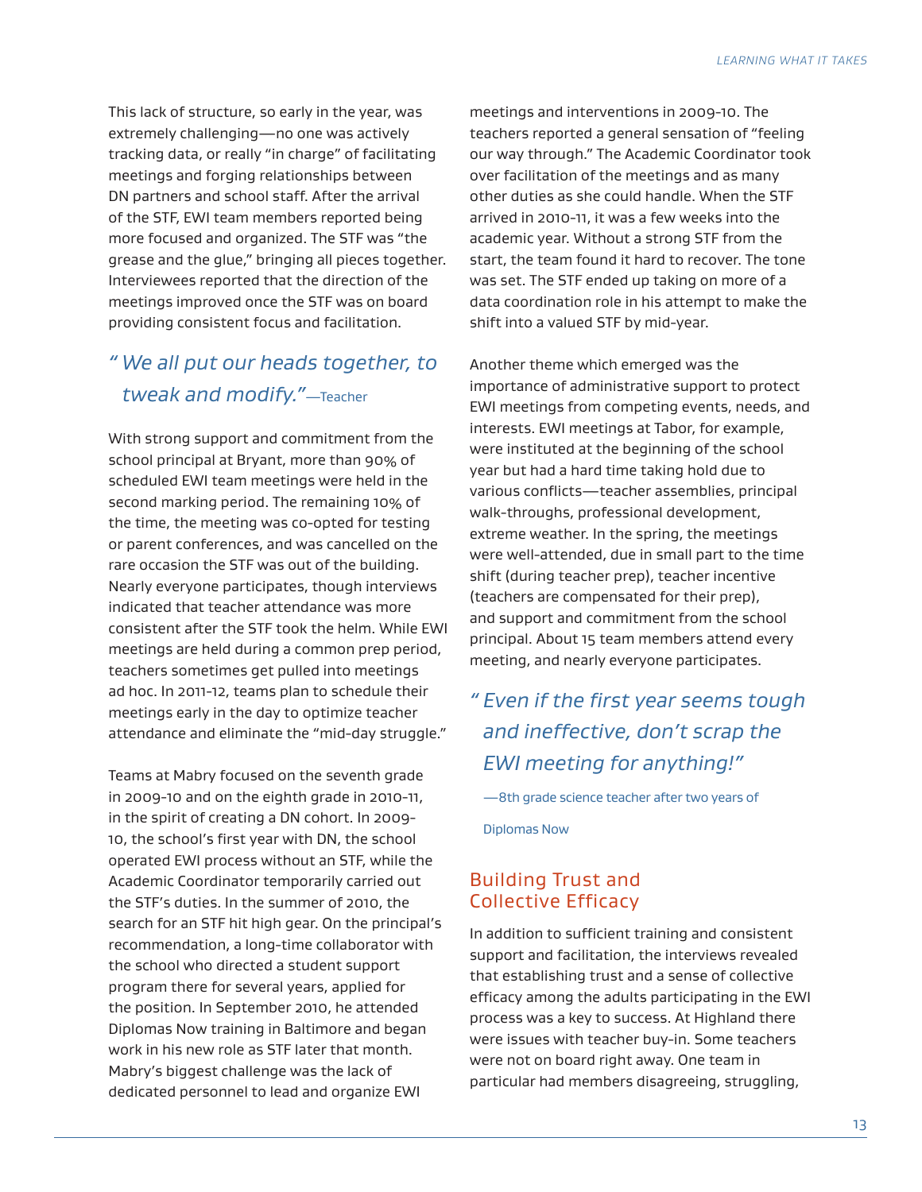This lack of structure, so early in the year, was extremely challenging—no one was actively tracking data, or really "in charge" of facilitating meetings and forging relationships between DN partners and school staff. After the arrival of the STF, EWI team members reported being more focused and organized. The STF was "the grease and the glue," bringing all pieces together. Interviewees reported that the direction of the meetings improved once the STF was on board providing consistent focus and facilitation.

> *"We all put our heads together, to tweak and modify."*—Teacher

With strong support and commitment from the school principal at Bryant, more than 90% of scheduled EWI team meetings were held in the second marking period. The remaining 10% of the time, the meeting was co-opted for testing or parent conferences, and was cancelled on the rare occasion the STF was out of the building. Nearly everyone participates, though interviews indicated that teacher attendance was more consistent after the STF took the helm. While EWI meetings are held during a common prep period, teachers sometimes get pulled into meetings ad hoc. In 2011-12, teams plan to schedule their meetings early in the day to optimize teacher attendance and eliminate the "mid-day struggle."

Teams at Mabry focused on the seventh grade in 2009-10 and on the eighth grade in 2010-11, in the spirit of creating a DN cohort. In 2009-10, the school's first year with DN, the school operated EWI process without an STF, while the Academic Coordinator temporarily carried out the STF's duties. In the summer of 2010, the search for an STF hit high gear. On the principal's recommendation, a long-time collaborator with the school who directed a student support program there for several years, applied for the position. In September 2010, he attended Diplomas Now training in Baltimore and began work in his new role as STF later that month. Mabry's biggest challenge was the lack of dedicated personnel to lead and organize EWI meetings and interventions in 2009-10. The teachers reported a general sensation of "feeling our way through." The Academic Coordinator took over facilitation of the meetings and as many other duties as she could handle. When the STF arrived in 2010-11, it was a few weeks into the academic year. Without a strong STF from the start, the team found it hard to recover. The tone was set. The STF ended up taking on more of a data coordination role in his attempt to make the shift into a valued STF by mid-year.

Another theme which emerged was the importance of administrative support to protect EWI meetings from competing events, needs, and interests. EWI meetings at Tabor, for example, were instituted at the beginning of the school year but had a hard time taking hold due to various conflicts—teacher assemblies, principal walk-throughs, professional development, extreme weather. In the spring, the meetings were well-attended, due in small part to the time shift (during teacher prep), teacher incentive (teachers are compensated for their prep), and support and commitment from the school principal. About 15 team members attend every meeting, and nearly everyone participates.

> *"Even if the first year seems tough and ineffective, don't scrap the EWI meeting for anything!"*
>
> —8th grade science teacher after two years of Diplomas Now

## Building Trust and Collective Efficacy

In addition to sufficient training and consistent support and facilitation, the interviews revealed that establishing trust and a sense of collective efficacy among the adults participating in the EWI process was a key to success. At Highland there were issues with teacher buy-in. Some teachers were not on board right away. One team in particular had members disagreeing, struggling,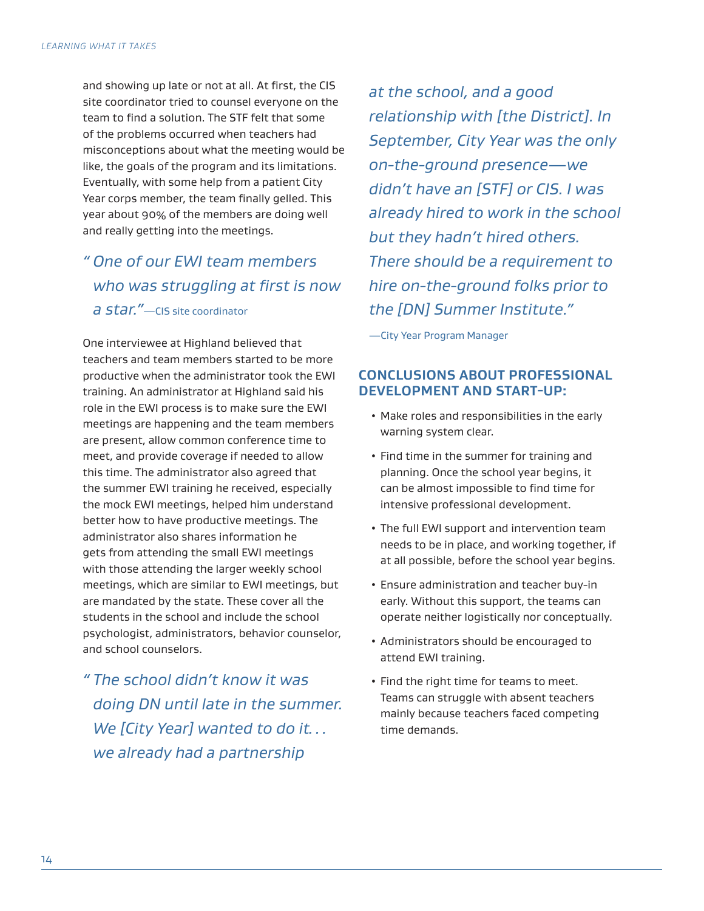and showing up late or not at all. At first, the CIS site coordinator tried to counsel everyone on the team to find a solution. The STF felt that some of the problems occurred when teachers had misconceptions about what the meeting would be like, the goals of the program and its limitations. Eventually, with some help from a patient City Year corps member, the team finally gelled. This year about 90% of the members are doing well and really getting into the meetings.

*" One of our EWI team members who was struggling at first is now a star."*—CIS site coordinator

One interviewee at Highland believed that teachers and team members started to be more productive when the administrator took the EWI training. An administrator at Highland said his role in the EWI process is to make sure the EWI meetings are happening and the team members are present, allow common conference time to meet, and provide coverage if needed to allow this time. The administrator also agreed that the summer EWI training he received, especially the mock EWI meetings, helped him understand better how to have productive meetings. The administrator also shares information he gets from attending the small EWI meetings with those attending the larger weekly school meetings, which are similar to EWI meetings, but are mandated by the state. These cover all the students in the school and include the school psychologist, administrators, behavior counselor, and school counselors.

*" The school didn't know it was doing DN until late in the summer. We [City Year] wanted to do it. . . we already had a partnership at the school, and a good relationship with [the District]. In September, City Year was the only on-the-ground presence—we didn't have an [STF] or CIS. I was already hired to work in the school but they hadn't hired others. There should be a requirement to hire on-the-ground folks prior to the [DN] Summer Institute."*

—City Year Program Manager

## CONCLUSIONS ABOUT PROFESSIONAL DEVELOPMENT AND START-UP:

- Make roles and responsibilities in the early warning system clear.
- Find time in the summer for training and planning. Once the school year begins, it can be almost impossible to find time for intensive professional development.
- The full EWI support and intervention team needs to be in place, and working together, if at all possible, before the school year begins.
- Ensure administration and teacher buy-in early. Without this support, the teams can operate neither logistically nor conceptually.
- Administrators should be encouraged to attend EWI training.
- Find the right time for teams to meet. Teams can struggle with absent teachers mainly because teachers faced competing time demands.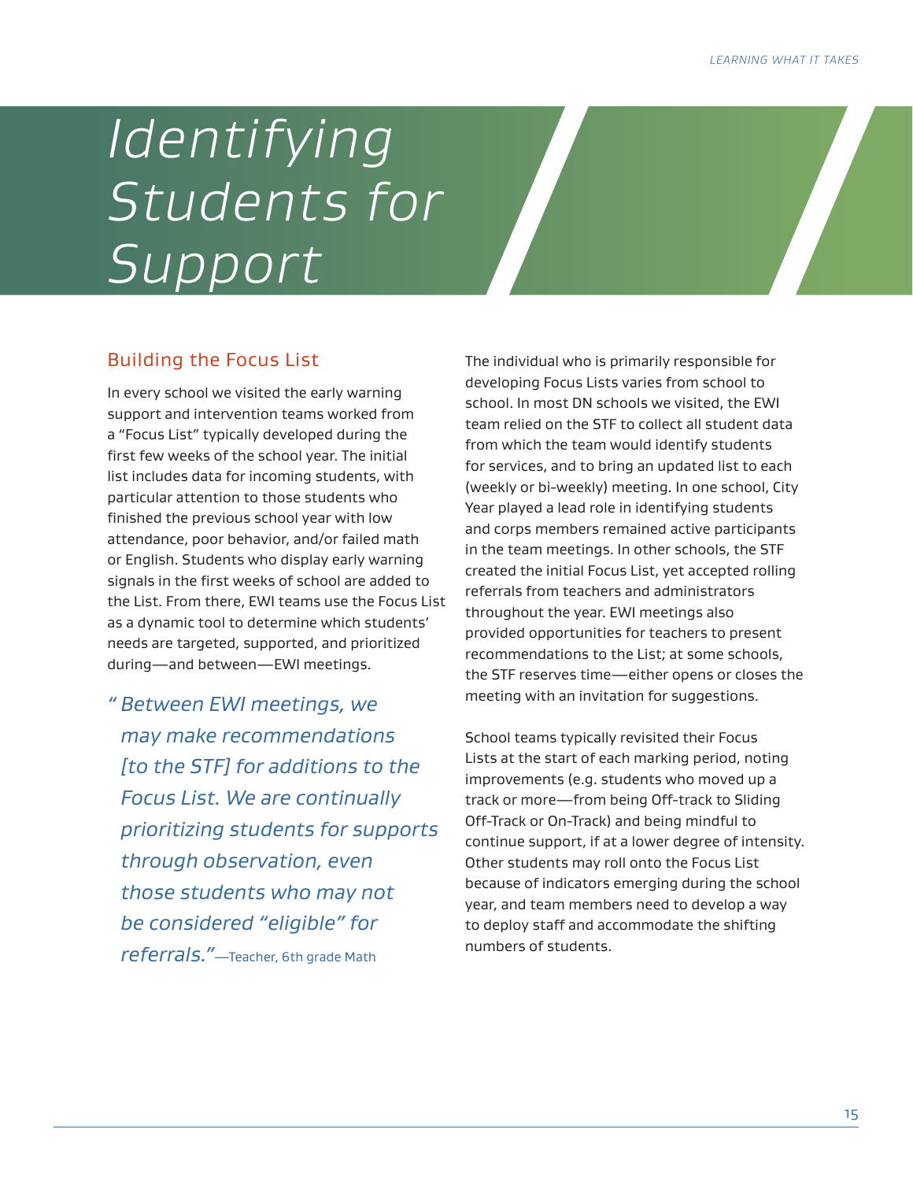# Identifying Students for Support

## Building the Focus List

In every school we visited the early warning support and intervention teams worked from a "Focus List" typically developed during the first few weeks of the school year. The initial list includes data for incoming students, with particular attention to those students who finished the previous school year with low attendance, poor behavior, and/or failed math or English. Students who display early warning signals in the first weeks of school are added to the List. From there, EWI teams use the Focus List as a dynamic tool to determine which students' needs are targeted, supported, and prioritized during—and between—EWI meetings.

> *"Between EWI meetings, we may make recommendations [to the STF] for additions to the Focus List. We are continually prioritizing students for supports through observation, even those students who may not be considered "eligible" for referrals."*—Teacher, 6th grade Math

The individual who is primarily responsible for developing Focus Lists varies from school to school. In most DN schools we visited, the EWI team relied on the STF to collect all student data from which the team would identify students for services, and to bring an updated list to each (weekly or bi-weekly) meeting. In one school, City Year played a lead role in identifying students and corps members remained active participants in the team meetings. In other schools, the STF created the initial Focus List, yet accepted rolling referrals from teachers and administrators throughout the year. EWI meetings also provided opportunities for teachers to present recommendations to the List; at some schools, the STF reserves time—either opens or closes the meeting with an invitation for suggestions.

School teams typically revisited their Focus Lists at the start of each marking period, noting improvements (e.g. students who moved up a track or more—from being Off-track to Sliding Off-Track or On-Track) and being mindful to continue support, if at a lower degree of intensity. Other students may roll onto the Focus List because of indicators emerging during the school year, and team members need to develop a way to deploy staff and accommodate the shifting numbers of students.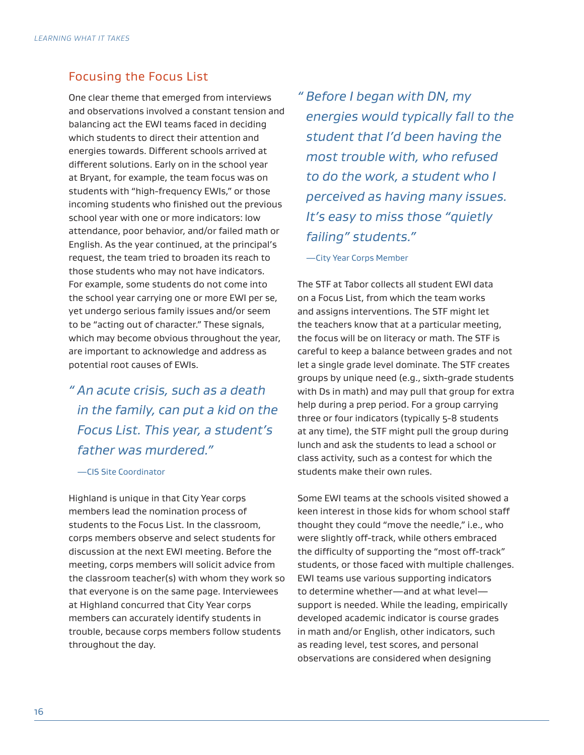## Focusing the Focus List

One clear theme that emerged from interviews and observations involved a constant tension and balancing act the EWI teams faced in deciding which students to direct their attention and energies towards. Different schools arrived at different solutions. Early on in the school year at Bryant, for example, the team focus was on students with "high-frequency EWIs," or those incoming students who finished out the previous school year with one or more indicators: low attendance, poor behavior, and/or failed math or English. As the year continued, at the principal's request, the team tried to broaden its reach to those students who may not have indicators. For example, some students do not come into the school year carrying one or more EWI per se, yet undergo serious family issues and/or seem to be "acting out of character." These signals, which may become obvious throughout the year, are important to acknowledge and address as potential root causes of EWIs.

> *"An acute crisis, such as a death in the family, can put a kid on the Focus List. This year, a student's father was murdered."*
>
> —CIS Site Coordinator

Highland is unique in that City Year corps members lead the nomination process of students to the Focus List. In the classroom, corps members observe and select students for discussion at the next EWI meeting. Before the meeting, corps members will solicit advice from the classroom teacher(s) with whom they work so that everyone is on the same page. Interviewees at Highland concurred that City Year corps members can accurately identify students in trouble, because corps members follow students throughout the day.

> *"Before I began with DN, my energies would typically fall to the student that I'd been having the most trouble with, who refused to do the work, a student who I perceived as having many issues. It's easy to miss those "quietly failing" students."*
>
> —City Year Corps Member

The STF at Tabor collects all student EWI data on a Focus List, from which the team works and assigns interventions. The STF might let the teachers know that at a particular meeting, the focus will be on literacy or math. The STF is careful to keep a balance between grades and not let a single grade level dominate. The STF creates groups by unique need (e.g., sixth-grade students with Ds in math) and may pull that group for extra help during a prep period. For a group carrying three or four indicators (typically 5-8 students at any time), the STF might pull the group during lunch and ask the students to lead a school or class activity, such as a contest for which the students make their own rules.

Some EWI teams at the schools visited showed a keen interest in those kids for whom school staff thought they could "move the needle," i.e., who were slightly off-track, while others embraced the difficulty of supporting the "most off-track" students, or those faced with multiple challenges. EWI teams use various supporting indicators to determine whether—and at what level—support is needed. While the leading, empirically developed academic indicator is course grades in math and/or English, other indicators, such as reading level, test scores, and personal observations are considered when designing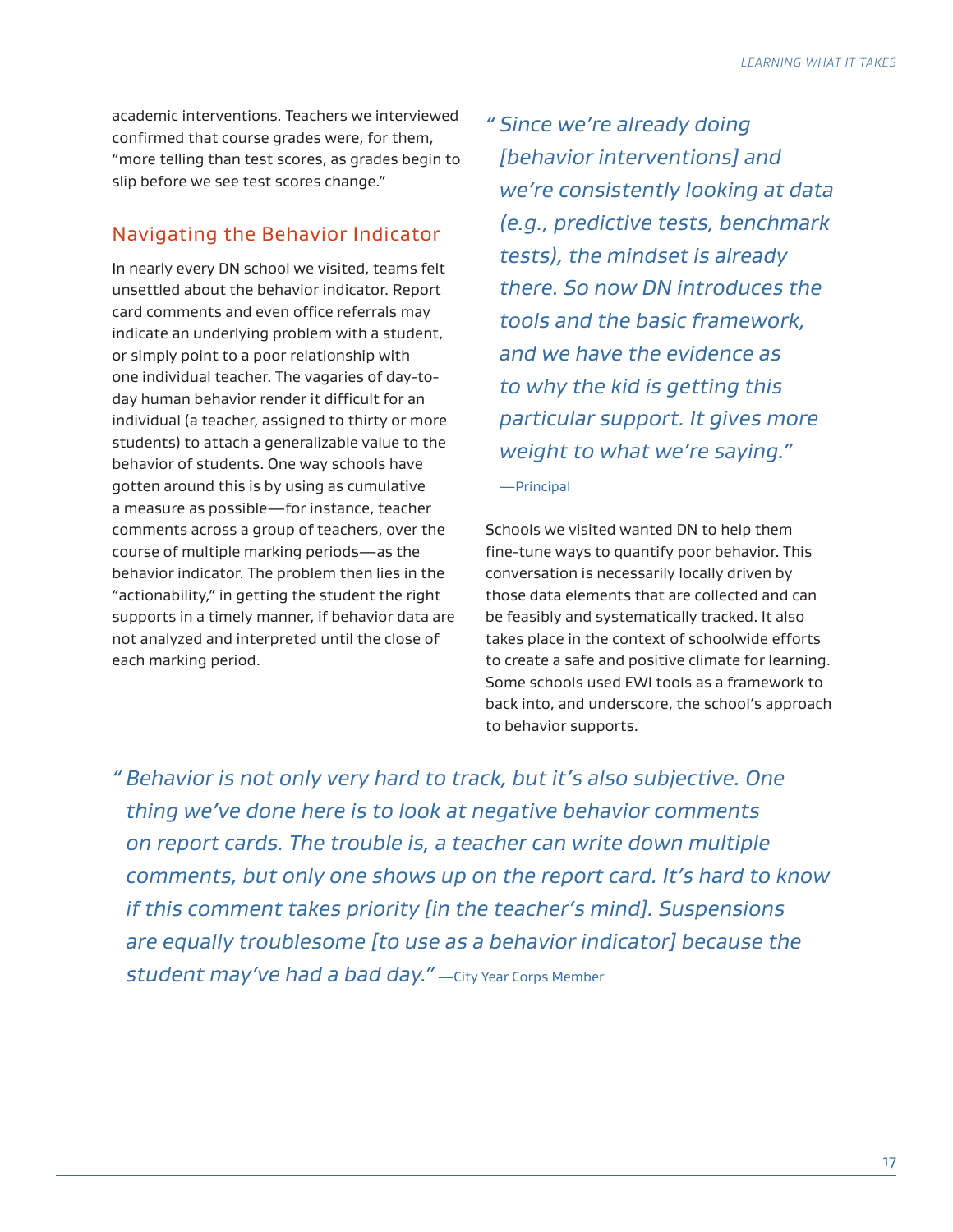academic interventions. Teachers we interviewed confirmed that course grades were, for them, "more telling than test scores, as grades begin to slip before we see test scores change."

## Navigating the Behavior Indicator

In nearly every DN school we visited, teams felt unsettled about the behavior indicator. Report card comments and even office referrals may indicate an underlying problem with a student, or simply point to a poor relationship with one individual teacher. The vagaries of day-to-day human behavior render it difficult for an individual (a teacher, assigned to thirty or more students) to attach a generalizable value to the behavior of students. One way schools have gotten around this is by using as cumulative a measure as possible—for instance, teacher comments across a group of teachers, over the course of multiple marking periods—as the behavior indicator. The problem then lies in the "actionability," in getting the student the right supports in a timely manner, if behavior data are not analyzed and interpreted until the close of each marking period.

> *"Since we're already doing [behavior interventions] and we're consistently looking at data (e.g., predictive tests, benchmark tests), the mindset is already there. So now DN introduces the tools and the basic framework, and we have the evidence as to why the kid is getting this particular support. It gives more weight to what we're saying."*
>
> —Principal

Schools we visited wanted DN to help them fine-tune ways to quantify poor behavior. This conversation is necessarily locally driven by those data elements that are collected and can be feasibly and systematically tracked. It also takes place in the context of schoolwide efforts to create a safe and positive climate for learning. Some schools used EWI tools as a framework to back into, and underscore, the school's approach to behavior supports.

> *"Behavior is not only very hard to track, but it's also subjective. One thing we've done here is to look at negative behavior comments on report cards. The trouble is, a teacher can write down multiple comments, but only one shows up on the report card. It's hard to know if this comment takes priority [in the teacher's mind]. Suspensions are equally troublesome [to use as a behavior indicator] because the student may've had a bad day."* —City Year Corps Member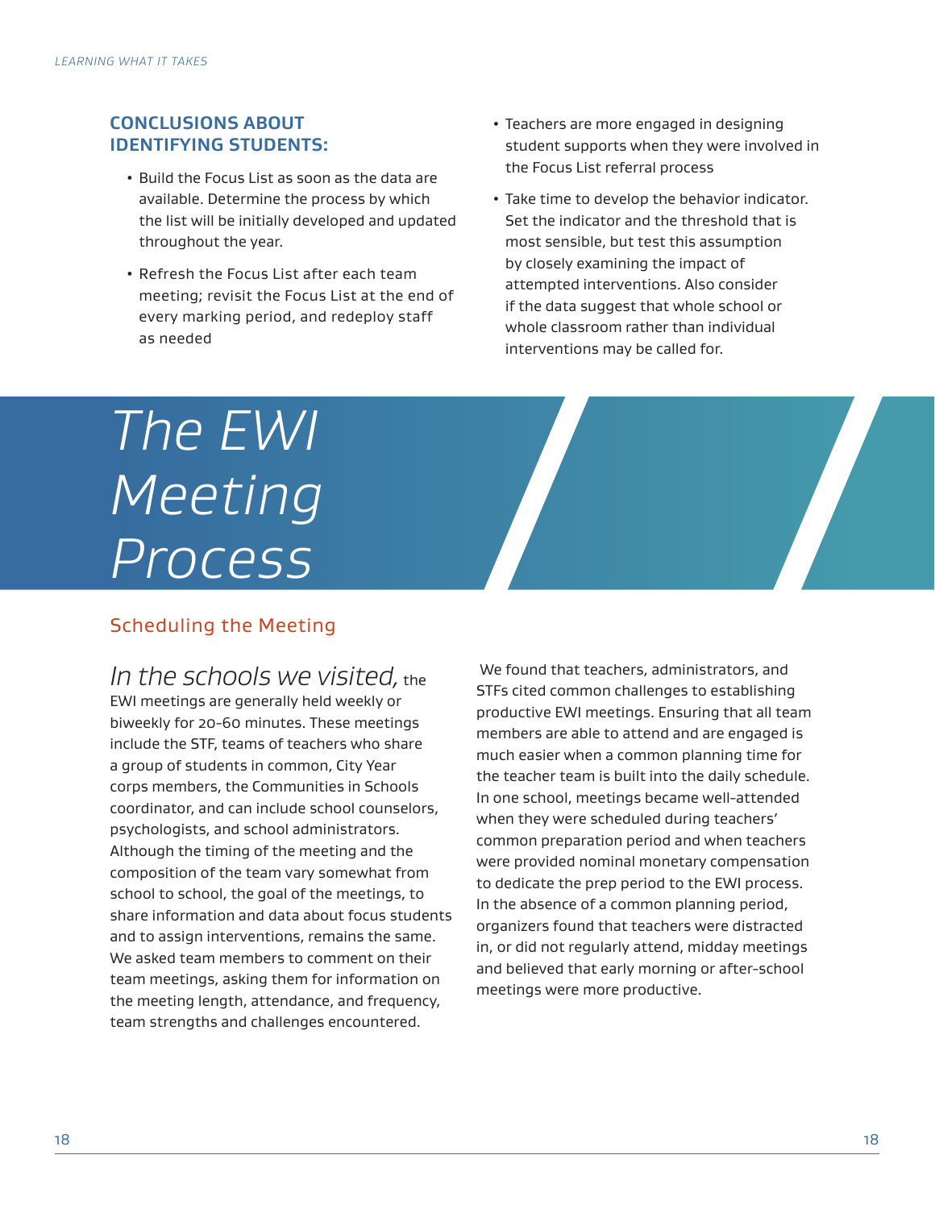### CONCLUSIONS ABOUT IDENTIFYING STUDENTS:

- Build the Focus List as soon as the data are available. Determine the process by which the list will be initially developed and updated throughout the year.
- Refresh the Focus List after each team meeting; revisit the Focus List at the end of every marking period, and redeploy staff as needed
- Teachers are more engaged in designing student supports when they were involved in the Focus List referral process
- Take time to develop the behavior indicator. Set the indicator and the threshold that is most sensible, but test this assumption by closely examining the impact of attempted interventions. Also consider if the data suggest that whole school or whole classroom rather than individual interventions may be called for.

# *The EWI Meeting Process*

## Scheduling the Meeting

*In the schools we visited,* the EWI meetings are generally held weekly or biweekly for 20-60 minutes. These meetings include the STF, teams of teachers who share a group of students in common, City Year corps members, the Communities in Schools coordinator, and can include school counselors, psychologists, and school administrators. Although the timing of the meeting and the composition of the team vary somewhat from school to school, the goal of the meetings, to share information and data about focus students and to assign interventions, remains the same. We asked team members to comment on their team meetings, asking them for information on the meeting length, attendance, and frequency, team strengths and challenges encountered.

We found that teachers, administrators, and STFs cited common challenges to establishing productive EWI meetings. Ensuring that all team members are able to attend and are engaged is much easier when a common planning time for the teacher team is built into the daily schedule. In one school, meetings became well-attended when they were scheduled during teachers' common preparation period and when teachers were provided nominal monetary compensation to dedicate the prep period to the EWI process. In the absence of a common planning period, organizers found that teachers were distracted in, or did not regularly attend, midday meetings and believed that early morning or after-school meetings were more productive.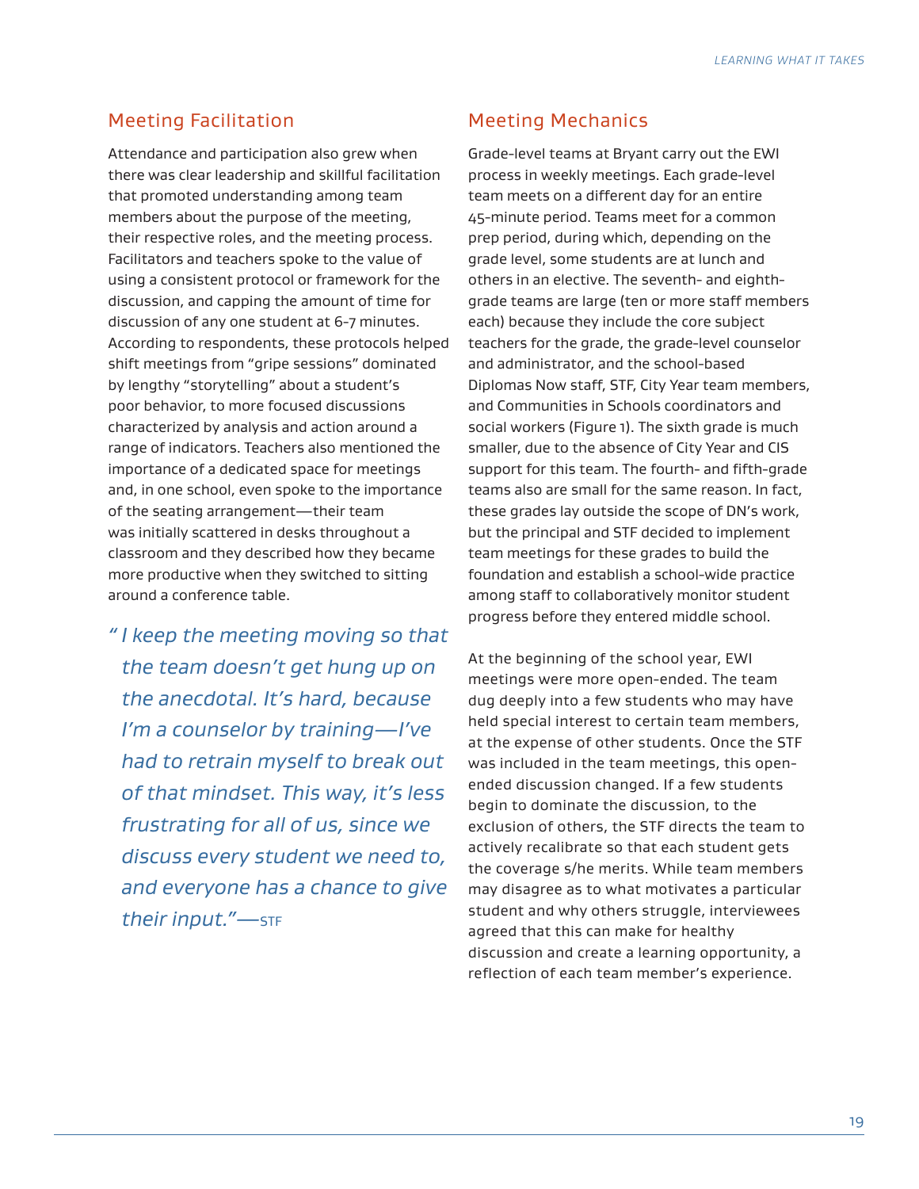## Meeting Facilitation

Attendance and participation also grew when there was clear leadership and skillful facilitation that promoted understanding among team members about the purpose of the meeting, their respective roles, and the meeting process. Facilitators and teachers spoke to the value of using a consistent protocol or framework for the discussion, and capping the amount of time for discussion of any one student at 6-7 minutes. According to respondents, these protocols helped shift meetings from "gripe sessions" dominated by lengthy "storytelling" about a student's poor behavior, to more focused discussions characterized by analysis and action around a range of indicators. Teachers also mentioned the importance of a dedicated space for meetings and, in one school, even spoke to the importance of the seating arrangement—their team was initially scattered in desks throughout a classroom and they described how they became more productive when they switched to sitting around a conference table.

> *"I keep the meeting moving so that the team doesn't get hung up on the anecdotal. It's hard, because I'm a counselor by training—I've had to retrain myself to break out of that mindset. This way, it's less frustrating for all of us, since we discuss every student we need to, and everyone has a chance to give their input."*—STF

## Meeting Mechanics

Grade-level teams at Bryant carry out the EWI process in weekly meetings. Each grade-level team meets on a different day for an entire 45-minute period. Teams meet for a common prep period, during which, depending on the grade level, some students are at lunch and others in an elective. The seventh- and eighth-grade teams are large (ten or more staff members each) because they include the core subject teachers for the grade, the grade-level counselor and administrator, and the school-based Diplomas Now staff, STF, City Year team members, and Communities in Schools coordinators and social workers (Figure 1). The sixth grade is much smaller, due to the absence of City Year and CIS support for this team. The fourth- and fifth-grade teams also are small for the same reason. In fact, these grades lay outside the scope of DN's work, but the principal and STF decided to implement team meetings for these grades to build the foundation and establish a school-wide practice among staff to collaboratively monitor student progress before they entered middle school.

At the beginning of the school year, EWI meetings were more open-ended. The team dug deeply into a few students who may have held special interest to certain team members, at the expense of other students. Once the STF was included in the team meetings, this open-ended discussion changed. If a few students begin to dominate the discussion, to the exclusion of others, the STF directs the team to actively recalibrate so that each student gets the coverage s/he merits. While team members may disagree as to what motivates a particular student and why others struggle, interviewees agreed that this can make for healthy discussion and create a learning opportunity, a reflection of each team member's experience.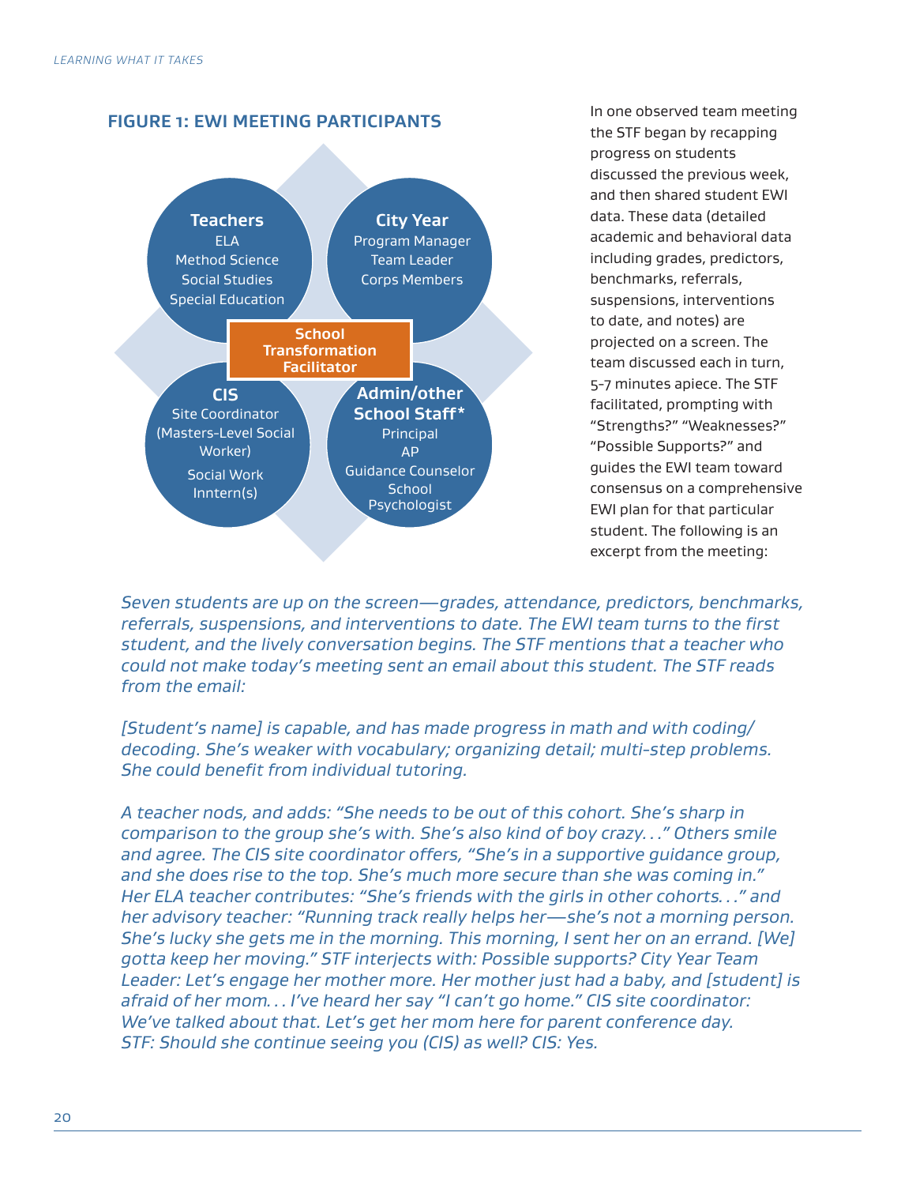## FIGURE 1: EWI MEETING PARTICIPANTS

**Teachers**
ELA
Method Science
Social Studies
Special Education

**City Year**
Program Manager
Team Leader
Corps Members

**School Transformation Facilitator**

**CIS**
Site Coordinator
(Masters-Level Social Worker)
Social Work Inntern(s)

**Admin/other School Staff***
Principal
AP
Guidance Counselor
School Psychologist

In one observed team meeting the STF began by recapping progress on students discussed the previous week, and then shared student EWI data. These data (detailed academic and behavioral data including grades, predictors, benchmarks, referrals, suspensions, interventions to date, and notes) are projected on a screen. The team discussed each in turn, 5-7 minutes apiece. The STF facilitated, prompting with "Strengths?" "Weaknesses?" "Possible Supports?" and guides the EWI team toward consensus on a comprehensive EWI plan for that particular student. The following is an excerpt from the meeting:

*Seven students are up on the screen—grades, attendance, predictors, benchmarks, referrals, suspensions, and interventions to date. The EWI team turns to the first student, and the lively conversation begins. The STF mentions that a teacher who could not make today's meeting sent an email about this student. The STF reads from the email:*

*[Student's name] is capable, and has made progress in math and with coding/decoding. She's weaker with vocabulary; organizing detail; multi-step problems. She could benefit from individual tutoring.*

*A teacher nods, and adds: "She needs to be out of this cohort. She's sharp in comparison to the group she's with. She's also kind of boy crazy. . ." Others smile and agree. The CIS site coordinator offers, "She's in a supportive guidance group, and she does rise to the top. She's much more secure than she was coming in." Her ELA teacher contributes: "She's friends with the girls in other cohorts. . ." and her advisory teacher: "Running track really helps her—she's not a morning person. She's lucky she gets me in the morning. This morning, I sent her on an errand. [We] gotta keep her moving." STF interjects with: Possible supports? City Year Team Leader: Let's engage her mother more. Her mother just had a baby, and [student] is afraid of her mom. . . I've heard her say "I can't go home." CIS site coordinator: We've talked about that. Let's get her mom here for parent conference day. STF: Should she continue seeing you (CIS) as well? CIS: Yes.*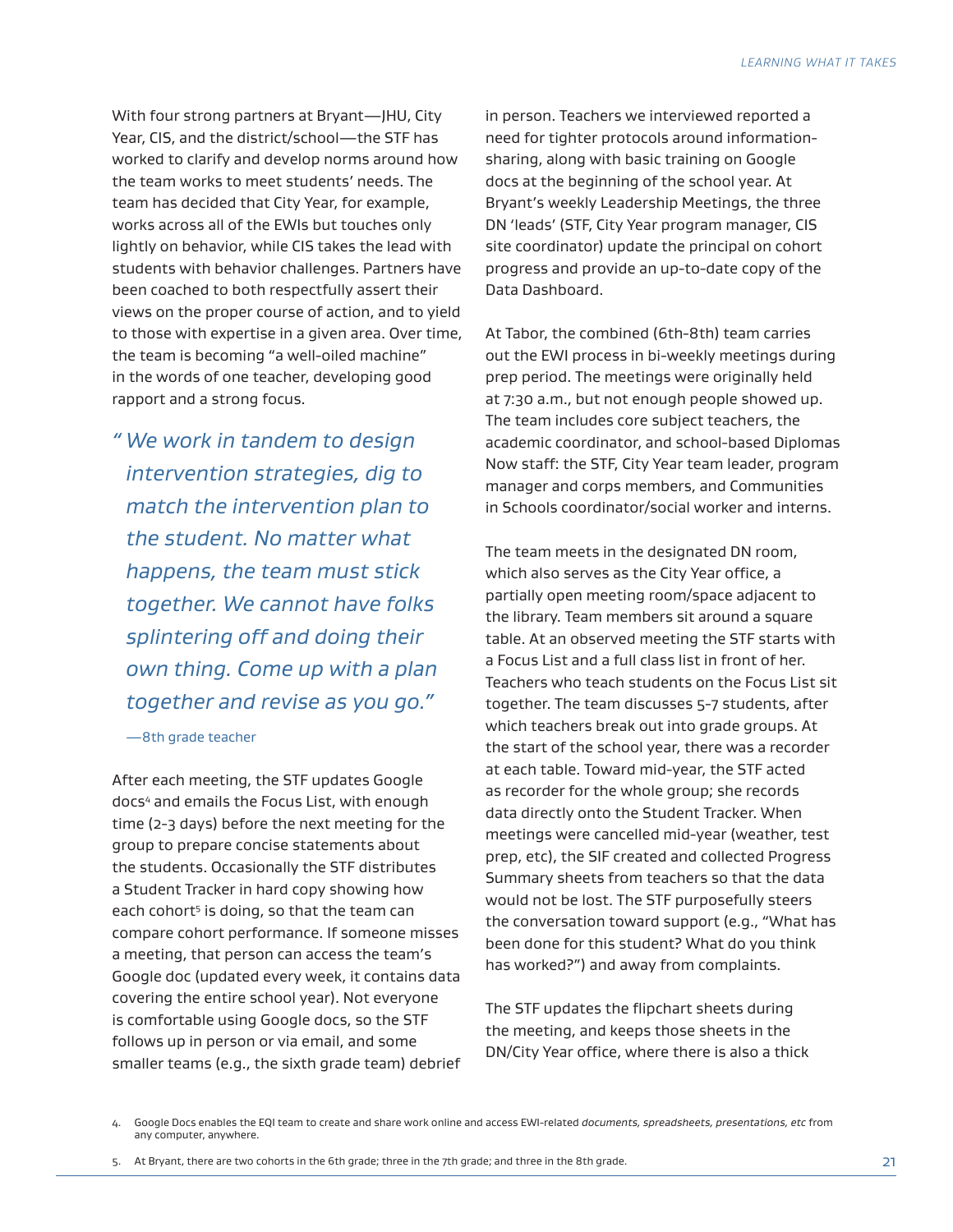With four strong partners at Bryant—JHU, City Year, CIS, and the district/school—the STF has worked to clarify and develop norms around how the team works to meet students' needs. The team has decided that City Year, for example, works across all of the EWIs but touches only lightly on behavior, while CIS takes the lead with students with behavior challenges. Partners have been coached to both respectfully assert their views on the proper course of action, and to yield to those with expertise in a given area. Over time, the team is becoming "a well-oiled machine" in the words of one teacher, developing good rapport and a strong focus.

> *"We work in tandem to design intervention strategies, dig to match the intervention plan to the student. No matter what happens, the team must stick together. We cannot have folks splintering off and doing their own thing. Come up with a plan together and revise as you go."*
>
> —8th grade teacher

After each meeting, the STF updates Google docs[4] and emails the Focus List, with enough time (2-3 days) before the next meeting for the group to prepare concise statements about the students. Occasionally the STF distributes a Student Tracker in hard copy showing how each cohort[5] is doing, so that the team can compare cohort performance. If someone misses a meeting, that person can access the team's Google doc (updated every week, it contains data covering the entire school year). Not everyone is comfortable using Google docs, so the STF follows up in person or via email, and some smaller teams (e.g., the sixth grade team) debrief in person. Teachers we interviewed reported a need for tighter protocols around information-sharing, along with basic training on Google docs at the beginning of the school year. At Bryant's weekly Leadership Meetings, the three DN 'leads' (STF, City Year program manager, CIS site coordinator) update the principal on cohort progress and provide an up-to-date copy of the Data Dashboard.

At Tabor, the combined (6th-8th) team carries out the EWI process in bi-weekly meetings during prep period. The meetings were originally held at 7:30 a.m., but not enough people showed up. The team includes core subject teachers, the academic coordinator, and school-based Diplomas Now staff: the STF, City Year team leader, program manager and corps members, and Communities in Schools coordinator/social worker and interns.

The team meets in the designated DN room, which also serves as the City Year office, a partially open meeting room/space adjacent to the library. Team members sit around a square table. At an observed meeting the STF starts with a Focus List and a full class list in front of her. Teachers who teach students on the Focus List sit together. The team discusses 5-7 students, after which teachers break out into grade groups. At the start of the school year, there was a recorder at each table. Toward mid-year, the STF acted as recorder for the whole group; she records data directly onto the Student Tracker. When meetings were cancelled mid-year (weather, test prep, etc), the SIF created and collected Progress Summary sheets from teachers so that the data would not be lost. The STF purposefully steers the conversation toward support (e.g., "What has been done for this student? What do you think has worked?") and away from complaints.

The STF updates the flipchart sheets during the meeting, and keeps those sheets in the DN/City Year office, where there is also a thick

4. Google Docs enables the EQI team to create and share work online and access EWI-related *documents, spreadsheets, presentations, etc* from any computer, anywhere.

5. At Bryant, there are two cohorts in the 6th grade; three in the 7th grade; and three in the 8th grade.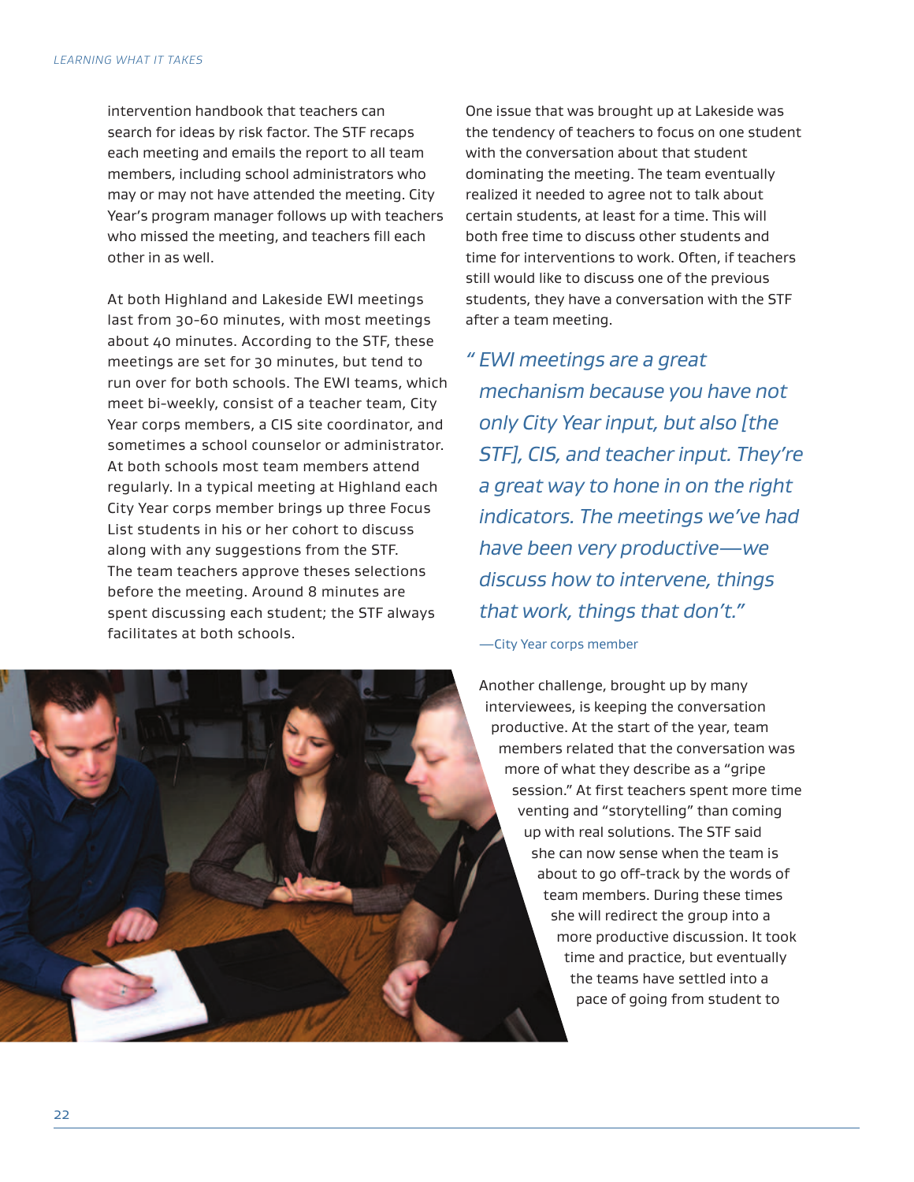intervention handbook that teachers can search for ideas by risk factor. The STF recaps each meeting and emails the report to all team members, including school administrators who may or may not have attended the meeting. City Year's program manager follows up with teachers who missed the meeting, and teachers fill each other in as well.

At both Highland and Lakeside EWI meetings last from 30-60 minutes, with most meetings about 40 minutes. According to the STF, these meetings are set for 30 minutes, but tend to run over for both schools. The EWI teams, which meet bi-weekly, consist of a teacher team, City Year corps members, a CIS site coordinator, and sometimes a school counselor or administrator. At both schools most team members attend regularly. In a typical meeting at Highland each City Year corps member brings up three Focus List students in his or her cohort to discuss along with any suggestions from the STF. The team teachers approve theses selections before the meeting. Around 8 minutes are spent discussing each student; the STF always facilitates at both schools.

One issue that was brought up at Lakeside was the tendency of teachers to focus on one student with the conversation about that student dominating the meeting. The team eventually realized it needed to agree not to talk about certain students, at least for a time. This will both free time to discuss other students and time for interventions to work. Often, if teachers still would like to discuss one of the previous students, they have a conversation with the STF after a team meeting.

> *" EWI meetings are a great mechanism because you have not only City Year input, but also [the STF], CIS, and teacher input. They're a great way to hone in on the right indicators. The meetings we've had have been very productive—we discuss how to intervene, things that work, things that don't."*
>
> —City Year corps member

Another challenge, brought up by many interviewees, is keeping the conversation productive. At the start of the year, team members related that the conversation was more of what they describe as a "gripe session." At first teachers spent more time venting and "storytelling" than coming up with real solutions. The STF said she can now sense when the team is about to go off-track by the words of team members. During these times she will redirect the group into a more productive discussion. It took time and practice, but eventually the teams have settled into a pace of going from student to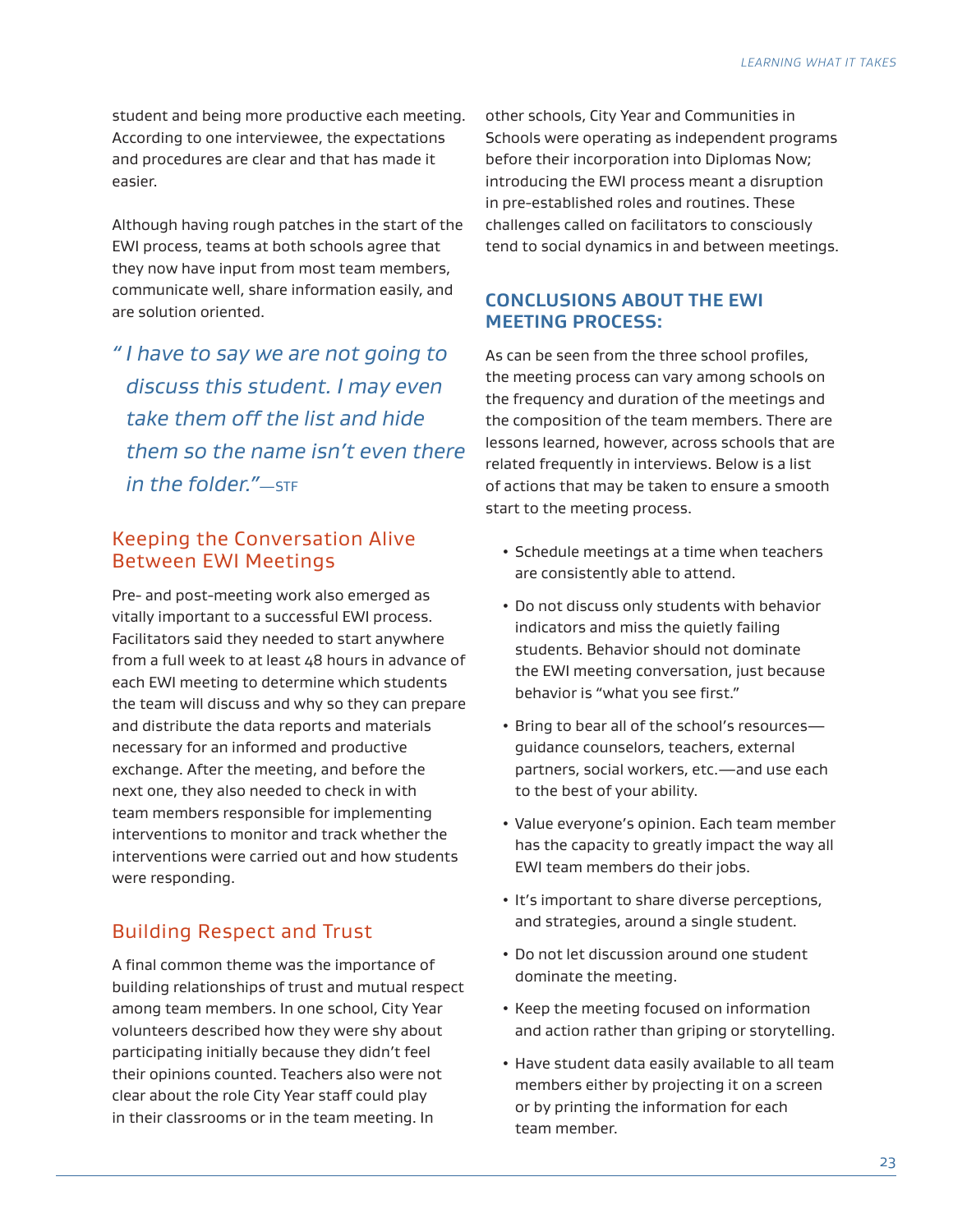student and being more productive each meeting. According to one interviewee, the expectations and procedures are clear and that has made it easier.

Although having rough patches in the start of the EWI process, teams at both schools agree that they now have input from most team members, communicate well, share information easily, and are solution oriented.

> *"I have to say we are not going to discuss this student. I may even take them off the list and hide them so the name isn't even there in the folder."*—STF

## Keeping the Conversation Alive Between EWI Meetings

Pre- and post-meeting work also emerged as vitally important to a successful EWI process. Facilitators said they needed to start anywhere from a full week to at least 48 hours in advance of each EWI meeting to determine which students the team will discuss and why so they can prepare and distribute the data reports and materials necessary for an informed and productive exchange. After the meeting, and before the next one, they also needed to check in with team members responsible for implementing interventions to monitor and track whether the interventions were carried out and how students were responding.

## Building Respect and Trust

A final common theme was the importance of building relationships of trust and mutual respect among team members. In one school, City Year volunteers described how they were shy about participating initially because they didn't feel their opinions counted. Teachers also were not clear about the role City Year staff could play in their classrooms or in the team meeting. In other schools, City Year and Communities in Schools were operating as independent programs before their incorporation into Diplomas Now; introducing the EWI process meant a disruption in pre-established roles and routines. These challenges called on facilitators to consciously tend to social dynamics in and between meetings.

## CONCLUSIONS ABOUT THE EWI MEETING PROCESS:

As can be seen from the three school profiles, the meeting process can vary among schools on the frequency and duration of the meetings and the composition of the team members. There are lessons learned, however, across schools that are related frequently in interviews. Below is a list of actions that may be taken to ensure a smooth start to the meeting process.

- Schedule meetings at a time when teachers are consistently able to attend.
- Do not discuss only students with behavior indicators and miss the quietly failing students. Behavior should not dominate the EWI meeting conversation, just because behavior is "what you see first."
- Bring to bear all of the school's resources—guidance counselors, teachers, external partners, social workers, etc.—and use each to the best of your ability.
- Value everyone's opinion. Each team member has the capacity to greatly impact the way all EWI team members do their jobs.
- It's important to share diverse perceptions, and strategies, around a single student.
- Do not let discussion around one student dominate the meeting.
- Keep the meeting focused on information and action rather than griping or storytelling.
- Have student data easily available to all team members either by projecting it on a screen or by printing the information for each team member.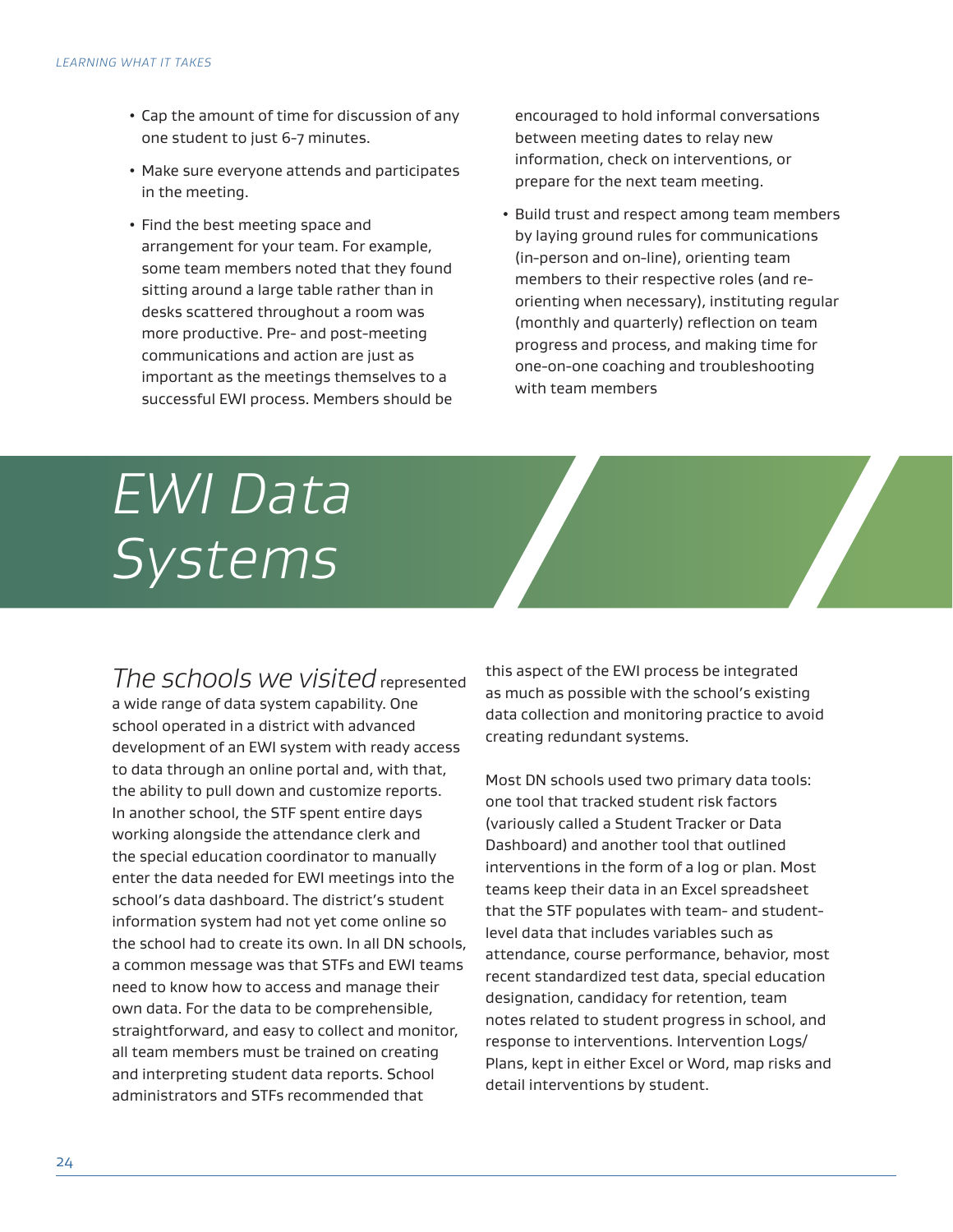- Cap the amount of time for discussion of any one student to just 6-7 minutes.
- Make sure everyone attends and participates in the meeting.
- Find the best meeting space and arrangement for your team. For example, some team members noted that they found sitting around a large table rather than in desks scattered throughout a room was more productive. Pre- and post-meeting communications and action are just as important as the meetings themselves to a successful EWI process. Members should be encouraged to hold informal conversations between meeting dates to relay new information, check on interventions, or prepare for the next team meeting.
- Build trust and respect among team members by laying ground rules for communications (in-person and on-line), orienting team members to their respective roles (and re-orienting when necessary), instituting regular (monthly and quarterly) reflection on team progress and process, and making time for one-on-one coaching and troubleshooting with team members

# *EWI Data Systems*

*The schools we visited* represented a wide range of data system capability. One school operated in a district with advanced development of an EWI system with ready access to data through an online portal and, with that, the ability to pull down and customize reports. In another school, the STF spent entire days working alongside the attendance clerk and the special education coordinator to manually enter the data needed for EWI meetings into the school's data dashboard. The district's student information system had not yet come online so the school had to create its own. In all DN schools, a common message was that STFs and EWI teams need to know how to access and manage their own data. For the data to be comprehensible, straightforward, and easy to collect and monitor, all team members must be trained on creating and interpreting student data reports. School administrators and STFs recommended that this aspect of the EWI process be integrated as much as possible with the school's existing data collection and monitoring practice to avoid creating redundant systems.

Most DN schools used two primary data tools: one tool that tracked student risk factors (variously called a Student Tracker or Data Dashboard) and another tool that outlined interventions in the form of a log or plan. Most teams keep their data in an Excel spreadsheet that the STF populates with team- and student-level data that includes variables such as attendance, course performance, behavior, most recent standardized test data, special education designation, candidacy for retention, team notes related to student progress in school, and response to interventions. Intervention Logs/Plans, kept in either Excel or Word, map risks and detail interventions by student.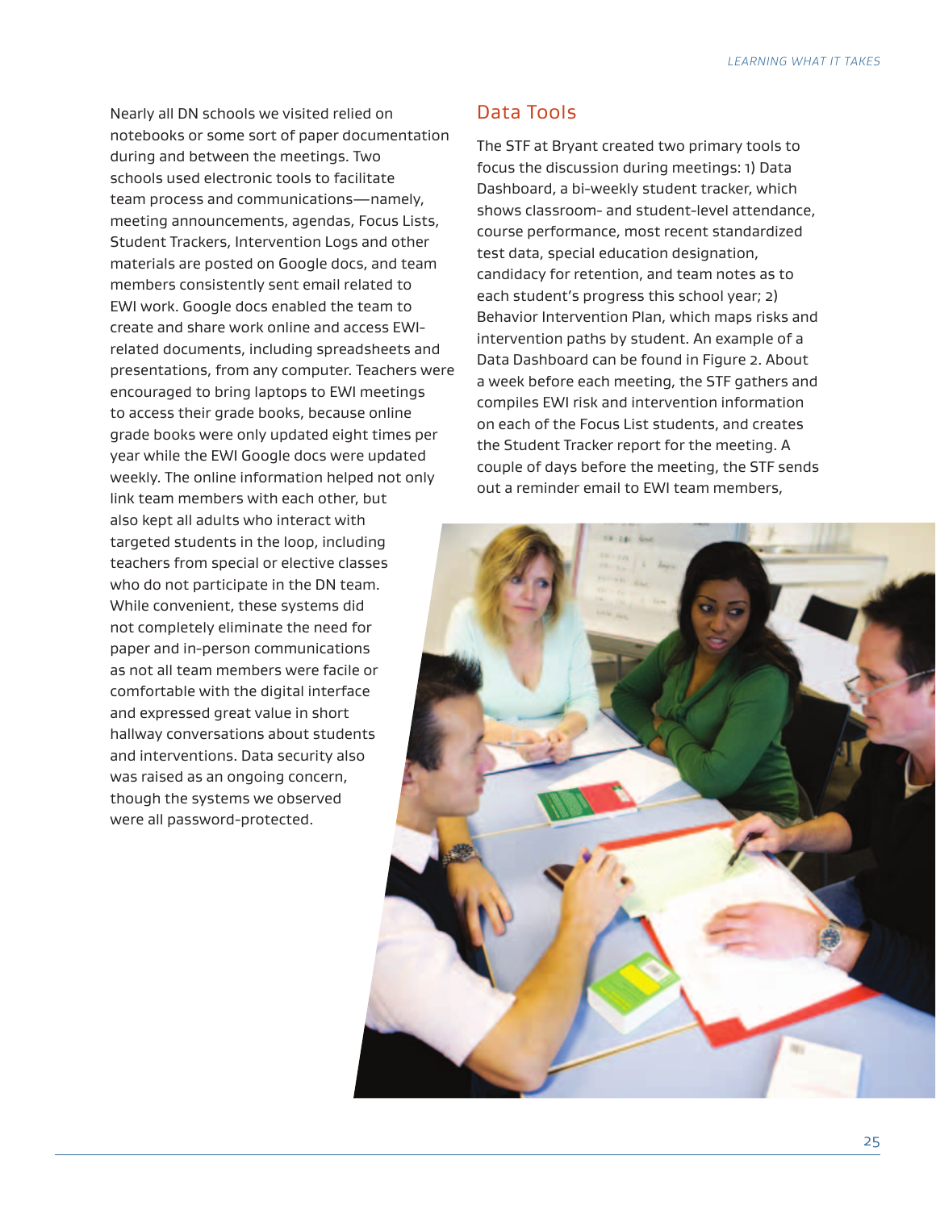Nearly all DN schools we visited relied on notebooks or some sort of paper documentation during and between the meetings. Two schools used electronic tools to facilitate team process and communications—namely, meeting announcements, agendas, Focus Lists, Student Trackers, Intervention Logs and other materials are posted on Google docs, and team members consistently sent email related to EWI work. Google docs enabled the team to create and share work online and access EWI-related documents, including spreadsheets and presentations, from any computer. Teachers were encouraged to bring laptops to EWI meetings to access their grade books, because online grade books were only updated eight times per year while the EWI Google docs were updated weekly. The online information helped not only link team members with each other, but also kept all adults who interact with targeted students in the loop, including teachers from special or elective classes who do not participate in the DN team. While convenient, these systems did not completely eliminate the need for paper and in-person communications as not all team members were facile or comfortable with the digital interface and expressed great value in short hallway conversations about students and interventions. Data security also was raised as an ongoing concern, though the systems we observed were all password-protected.

## Data Tools

The STF at Bryant created two primary tools to focus the discussion during meetings: 1) Data Dashboard, a bi-weekly student tracker, which shows classroom- and student-level attendance, course performance, most recent standardized test data, special education designation, candidacy for retention, and team notes as to each student's progress this school year; 2) Behavior Intervention Plan, which maps risks and intervention paths by student. An example of a Data Dashboard can be found in Figure 2. About a week before each meeting, the STF gathers and compiles EWI risk and intervention information on each of the Focus List students, and creates the Student Tracker report for the meeting. A couple of days before the meeting, the STF sends out a reminder email to EWI team members,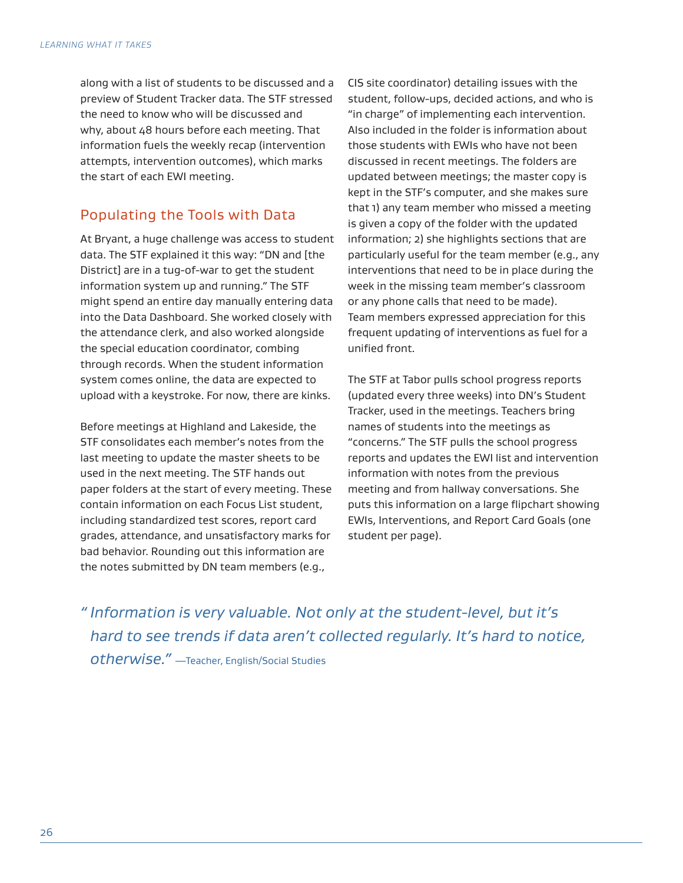along with a list of students to be discussed and a preview of Student Tracker data. The STF stressed the need to know who will be discussed and why, about 48 hours before each meeting. That information fuels the weekly recap (intervention attempts, intervention outcomes), which marks the start of each EWI meeting.

## Populating the Tools with Data

At Bryant, a huge challenge was access to student data. The STF explained it this way: "DN and [the District] are in a tug-of-war to get the student information system up and running." The STF might spend an entire day manually entering data into the Data Dashboard. She worked closely with the attendance clerk, and also worked alongside the special education coordinator, combing through records. When the student information system comes online, the data are expected to upload with a keystroke. For now, there are kinks.

Before meetings at Highland and Lakeside, the STF consolidates each member's notes from the last meeting to update the master sheets to be used in the next meeting. The STF hands out paper folders at the start of every meeting. These contain information on each Focus List student, including standardized test scores, report card grades, attendance, and unsatisfactory marks for bad behavior. Rounding out this information are the notes submitted by DN team members (e.g., CIS site coordinator) detailing issues with the student, follow-ups, decided actions, and who is "in charge" of implementing each intervention. Also included in the folder is information about those students with EWIs who have not been discussed in recent meetings. The folders are updated between meetings; the master copy is kept in the STF's computer, and she makes sure that 1) any team member who missed a meeting is given a copy of the folder with the updated information; 2) she highlights sections that are particularly useful for the team member (e.g., any interventions that need to be in place during the week in the missing team member's classroom or any phone calls that need to be made). Team members expressed appreciation for this frequent updating of interventions as fuel for a unified front.

The STF at Tabor pulls school progress reports (updated every three weeks) into DN's Student Tracker, used in the meetings. Teachers bring names of students into the meetings as "concerns." The STF pulls the school progress reports and updates the EWI list and intervention information with notes from the previous meeting and from hallway conversations. She puts this information on a large flipchart showing EWIs, Interventions, and Report Card Goals (one student per page).

> *"Information is very valuable. Not only at the student-level, but it's hard to see trends if data aren't collected regularly. It's hard to notice, otherwise."* —Teacher, English/Social Studies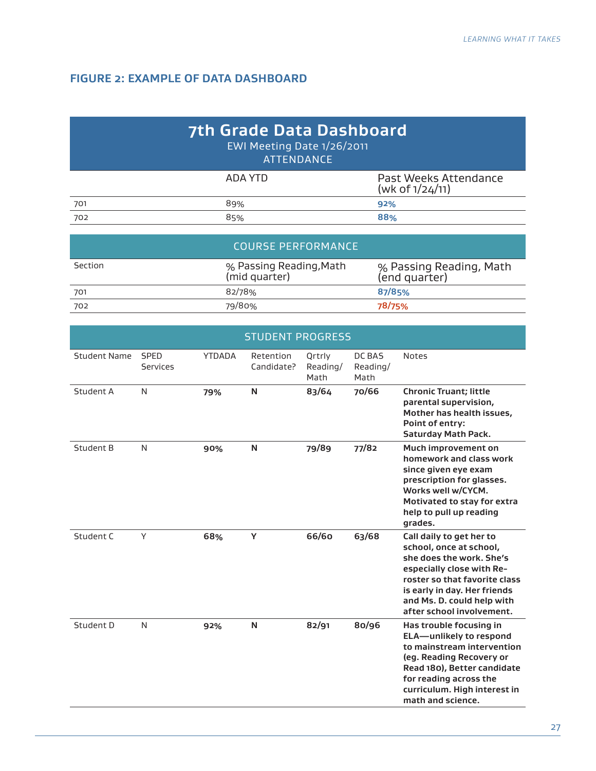## FIGURE 2: EXAMPLE OF DATA DASHBOARD

### 7th Grade Data Dashboard

EWI Meeting Date 1/26/2011

ATTENDANCE

| | ADA YTD | Past Weeks Attendance (wk of 1/24/11) |
|---|---|---|
| 701 | 89% | **92%** |
| 702 | 85% | **88%** |

COURSE PERFORMANCE

| Section | % Passing Reading,Math (mid quarter) | % Passing Reading, Math (end quarter) |
|---|---|---|
| 701 | 82/78% | **87/85%** |
| 702 | 79/80% | **78/75%** |

STUDENT PROGRESS

| Student Name | SPED Services | YTDADA | Retention Candidate? | Qrtrly Reading/ Math | DC BAS Reading/ Math | Notes |
|---|---|---|---|---|---|---|
| Student A | N | **79%** | **N** | **83/64** | **70/66** | **Chronic Truant; little parental supervision, Mother has health issues, Point of entry: Saturday Math Pack.** |
| Student B | N | **90%** | **N** | **79/89** | **77/82** | **Much improvement on homework and class work since given eye exam prescription for glasses. Works well w/CYCM. Motivated to stay for extra help to pull up reading grades.** |
| Student C | Y | **68%** | **Y** | **66/60** | **63/68** | **Call daily to get her to school, once at school, she does the work. She's especially close with Re-roster so that favorite class is early in day. Her friends and Ms. D. could help with after school involvement.** |
| Student D | N | **92%** | **N** | **82/91** | **80/96** | **Has trouble focusing in ELA—unlikely to respond to mainstream intervention (eg. Reading Recovery or Read 180), Better candidate for reading across the curriculum. High interest in math and science.** |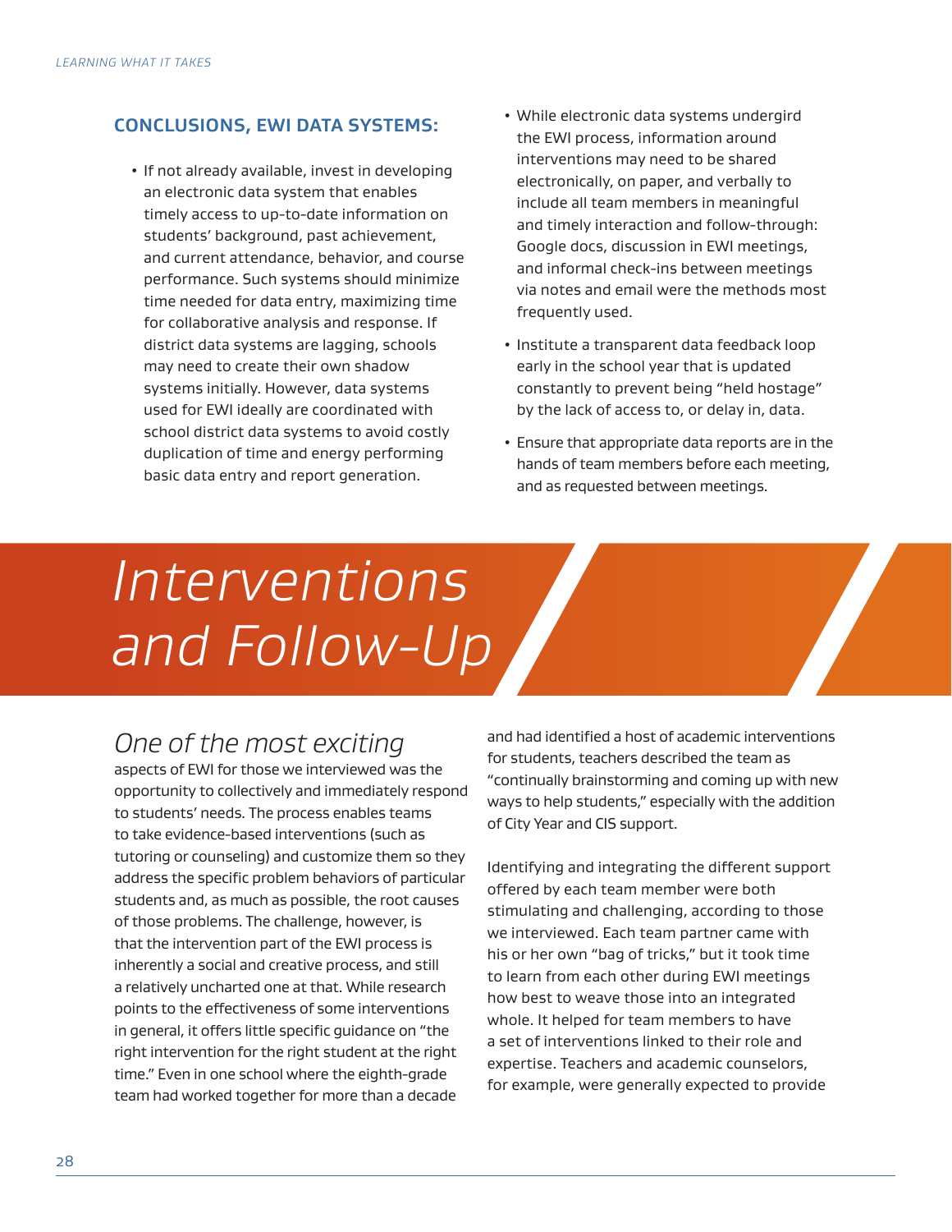### CONCLUSIONS, EWI DATA SYSTEMS:

- If not already available, invest in developing an electronic data system that enables timely access to up-to-date information on students' background, past achievement, and current attendance, behavior, and course performance. Such systems should minimize time needed for data entry, maximizing time for collaborative analysis and response. If district data systems are lagging, schools may need to create their own shadow systems initially. However, data systems used for EWI ideally are coordinated with school district data systems to avoid costly duplication of time and energy performing basic data entry and report generation.
- While electronic data systems undergird the EWI process, information around interventions may need to be shared electronically, on paper, and verbally to include all team members in meaningful and timely interaction and follow-through: Google docs, discussion in EWI meetings, and informal check-ins between meetings via notes and email were the methods most frequently used.
- Institute a transparent data feedback loop early in the school year that is updated constantly to prevent being "held hostage" by the lack of access to, or delay in, data.
- Ensure that appropriate data reports are in the hands of team members before each meeting, and as requested between meetings.

# *Interventions and Follow-Up*

*One of the most exciting* aspects of EWI for those we interviewed was the opportunity to collectively and immediately respond to students' needs. The process enables teams to take evidence-based interventions (such as tutoring or counseling) and customize them so they address the specific problem behaviors of particular students and, as much as possible, the root causes of those problems. The challenge, however, is that the intervention part of the EWI process is inherently a social and creative process, and still a relatively uncharted one at that. While research points to the effectiveness of some interventions in general, it offers little specific guidance on "the right intervention for the right student at the right time." Even in one school where the eighth-grade team had worked together for more than a decade and had identified a host of academic interventions for students, teachers described the team as "continually brainstorming and coming up with new ways to help students," especially with the addition of City Year and CIS support.

Identifying and integrating the different support offered by each team member were both stimulating and challenging, according to those we interviewed. Each team partner came with his or her own "bag of tricks," but it took time to learn from each other during EWI meetings how best to weave those into an integrated whole. It helped for team members to have a set of interventions linked to their role and expertise. Teachers and academic counselors, for example, were generally expected to provide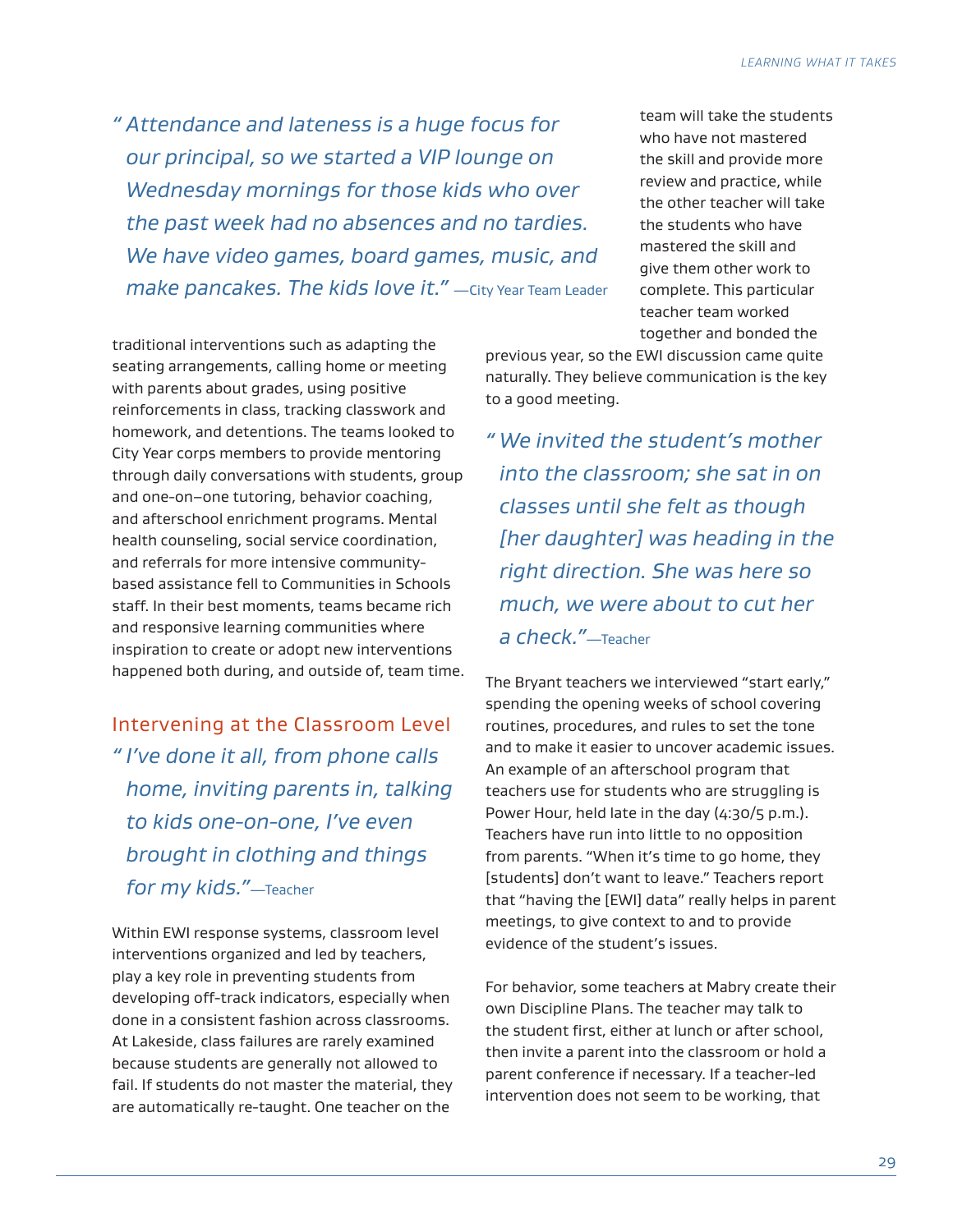*" Attendance and lateness is a huge focus for our principal, so we started a VIP lounge on Wednesday mornings for those kids who over the past week had no absences and no tardies. We have video games, board games, music, and make pancakes. The kids love it."* —City Year Team Leader

traditional interventions such as adapting the seating arrangements, calling home or meeting with parents about grades, using positive reinforcements in class, tracking classwork and homework, and detentions. The teams looked to City Year corps members to provide mentoring through daily conversations with students, group and one-on–one tutoring, behavior coaching, and afterschool enrichment programs. Mental health counseling, social service coordination, and referrals for more intensive community-based assistance fell to Communities in Schools staff. In their best moments, teams became rich and responsive learning communities where inspiration to create or adopt new interventions happened both during, and outside of, team time.

## Intervening at the Classroom Level

*" I've done it all, from phone calls home, inviting parents in, talking to kids one-on-one, I've even brought in clothing and things for my kids."* —Teacher

Within EWI response systems, classroom level interventions organized and led by teachers, play a key role in preventing students from developing off-track indicators, especially when done in a consistent fashion across classrooms. At Lakeside, class failures are rarely examined because students are generally not allowed to fail. If students do not master the material, they are automatically re-taught. One teacher on the team will take the students who have not mastered the skill and provide more review and practice, while the other teacher will take the students who have mastered the skill and give them other work to complete. This particular teacher team worked together and bonded the previous year, so the EWI discussion came quite naturally. They believe communication is the key to a good meeting.

*" We invited the student's mother into the classroom; she sat in on classes until she felt as though [her daughter] was heading in the right direction. She was here so much, we were about to cut her a check."* —Teacher

The Bryant teachers we interviewed "start early," spending the opening weeks of school covering routines, procedures, and rules to set the tone and to make it easier to uncover academic issues. An example of an afterschool program that teachers use for students who are struggling is Power Hour, held late in the day (4:30/5 p.m.). Teachers have run into little to no opposition from parents. "When it's time to go home, they [students] don't want to leave." Teachers report that "having the [EWI] data" really helps in parent meetings, to give context to and to provide evidence of the student's issues.

For behavior, some teachers at Mabry create their own Discipline Plans. The teacher may talk to the student first, either at lunch or after school, then invite a parent into the classroom or hold a parent conference if necessary. If a teacher-led intervention does not seem to be working, that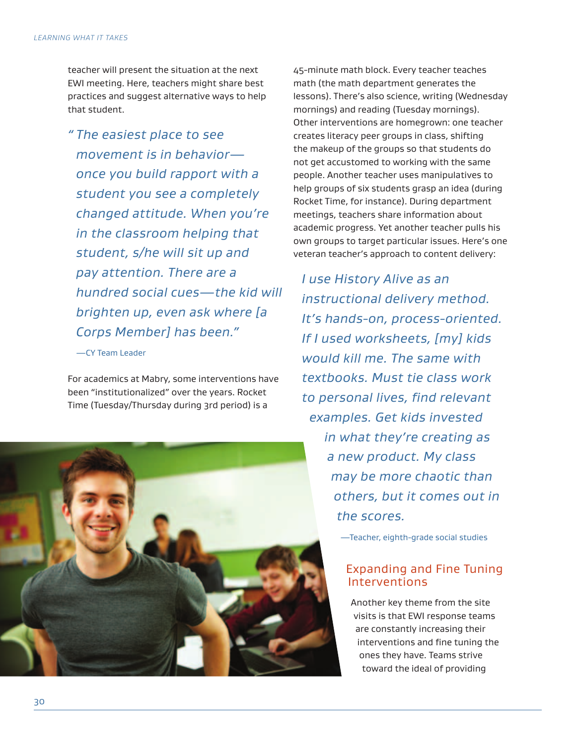teacher will present the situation at the next EWI meeting. Here, teachers might share best practices and suggest alternative ways to help that student.

> *"The easiest place to see movement is in behavior—once you build rapport with a student you see a completely changed attitude. When you're in the classroom helping that student, s/he will sit up and pay attention. There are a hundred social cues—the kid will brighten up, even ask where [a Corps Member] has been."*
>
> —CY Team Leader

For academics at Mabry, some interventions have been "institutionalized" over the years. Rocket Time (Tuesday/Thursday during 3rd period) is a 45-minute math block. Every teacher teaches math (the math department generates the lessons). There's also science, writing (Wednesday mornings) and reading (Tuesday mornings). Other interventions are homegrown: one teacher creates literacy peer groups in class, shifting the makeup of the groups so that students do not get accustomed to working with the same people. Another teacher uses manipulatives to help groups of six students grasp an idea (during Rocket Time, for instance). During department meetings, teachers share information about academic progress. Yet another teacher pulls his own groups to target particular issues. Here's one veteran teacher's approach to content delivery:

> *I use History Alive as an instructional delivery method. It's hands-on, process-oriented. If I used worksheets, [my] kids would kill me. The same with textbooks. Must tie class work to personal lives, find relevant examples. Get kids invested in what they're creating as a new product. My class may be more chaotic than others, but it comes out in the scores.*
>
> —Teacher, eighth-grade social studies

## Expanding and Fine Tuning Interventions

Another key theme from the site visits is that EWI response teams are constantly increasing their interventions and fine tuning the ones they have. Teams strive toward the ideal of providing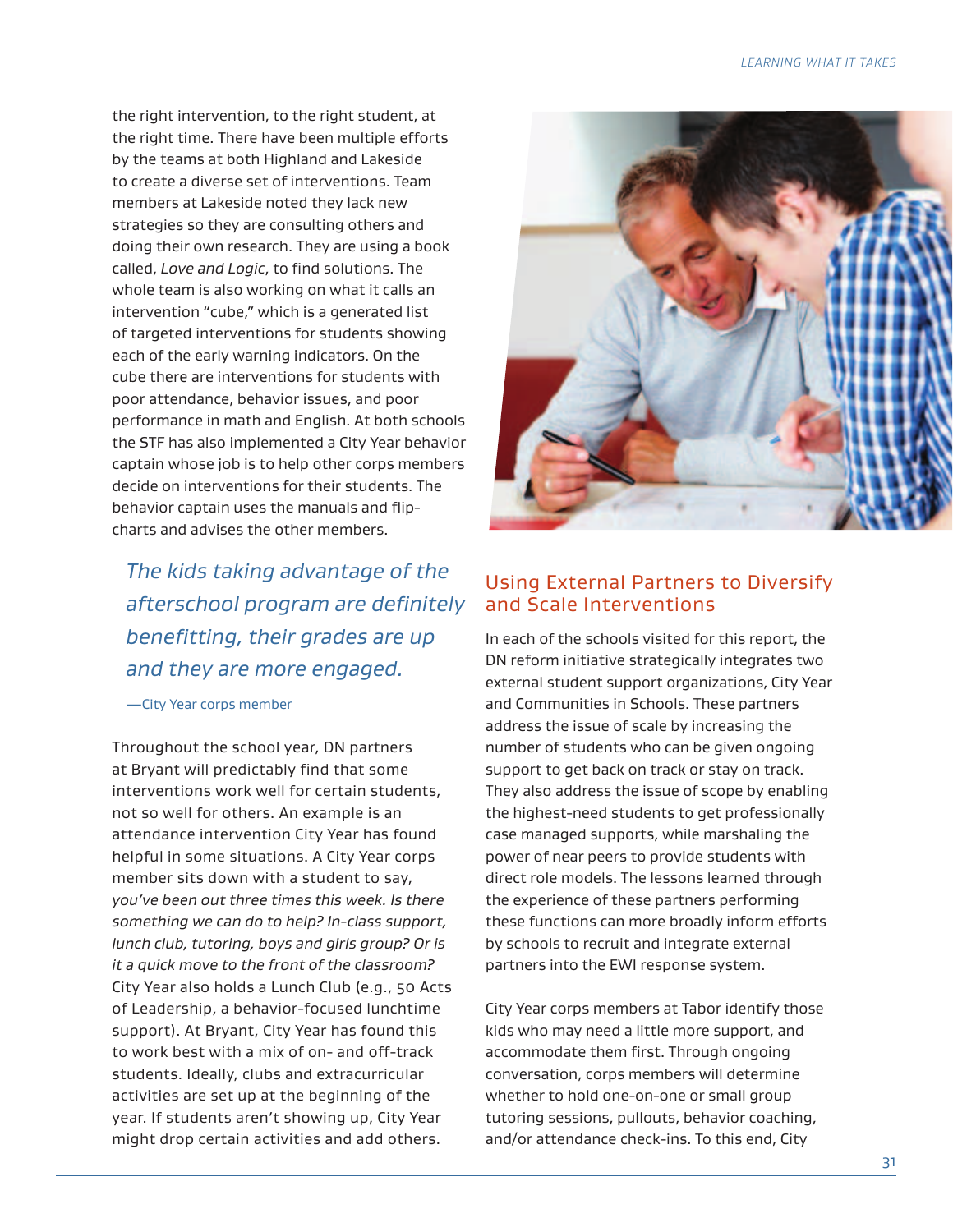the right intervention, to the right student, at the right time. There have been multiple efforts by the teams at both Highland and Lakeside to create a diverse set of interventions. Team members at Lakeside noted they lack new strategies so they are consulting others and doing their own research. They are using a book called, *Love and Logic*, to find solutions. The whole team is also working on what it calls an intervention "cube," which is a generated list of targeted interventions for students showing each of the early warning indicators. On the cube there are interventions for students with poor attendance, behavior issues, and poor performance in math and English. At both schools the STF has also implemented a City Year behavior captain whose job is to help other corps members decide on interventions for their students. The behavior captain uses the manuals and flip-charts and advises the other members.

> *The kids taking advantage of the afterschool program are definitely benefitting, their grades are up and they are more engaged.*
>
> —City Year corps member

Throughout the school year, DN partners at Bryant will predictably find that some interventions work well for certain students, not so well for others. An example is an attendance intervention City Year has found helpful in some situations. A City Year corps member sits down with a student to say, *you've been out three times this week. Is there something we can do to help? In-class support, lunch club, tutoring, boys and girls group? Or is it a quick move to the front of the classroom?* City Year also holds a Lunch Club (e.g., 50 Acts of Leadership, a behavior-focused lunchtime support). At Bryant, City Year has found this to work best with a mix of on- and off-track students. Ideally, clubs and extracurricular activities are set up at the beginning of the year. If students aren't showing up, City Year might drop certain activities and add others.

## Using External Partners to Diversify and Scale Interventions

In each of the schools visited for this report, the DN reform initiative strategically integrates two external student support organizations, City Year and Communities in Schools. These partners address the issue of scale by increasing the number of students who can be given ongoing support to get back on track or stay on track. They also address the issue of scope by enabling the highest-need students to get professionally case managed supports, while marshaling the power of near peers to provide students with direct role models. The lessons learned through the experience of these partners performing these functions can more broadly inform efforts by schools to recruit and integrate external partners into the EWI response system.

City Year corps members at Tabor identify those kids who may need a little more support, and accommodate them first. Through ongoing conversation, corps members will determine whether to hold one-on-one or small group tutoring sessions, pullouts, behavior coaching, and/or attendance check-ins. To this end, City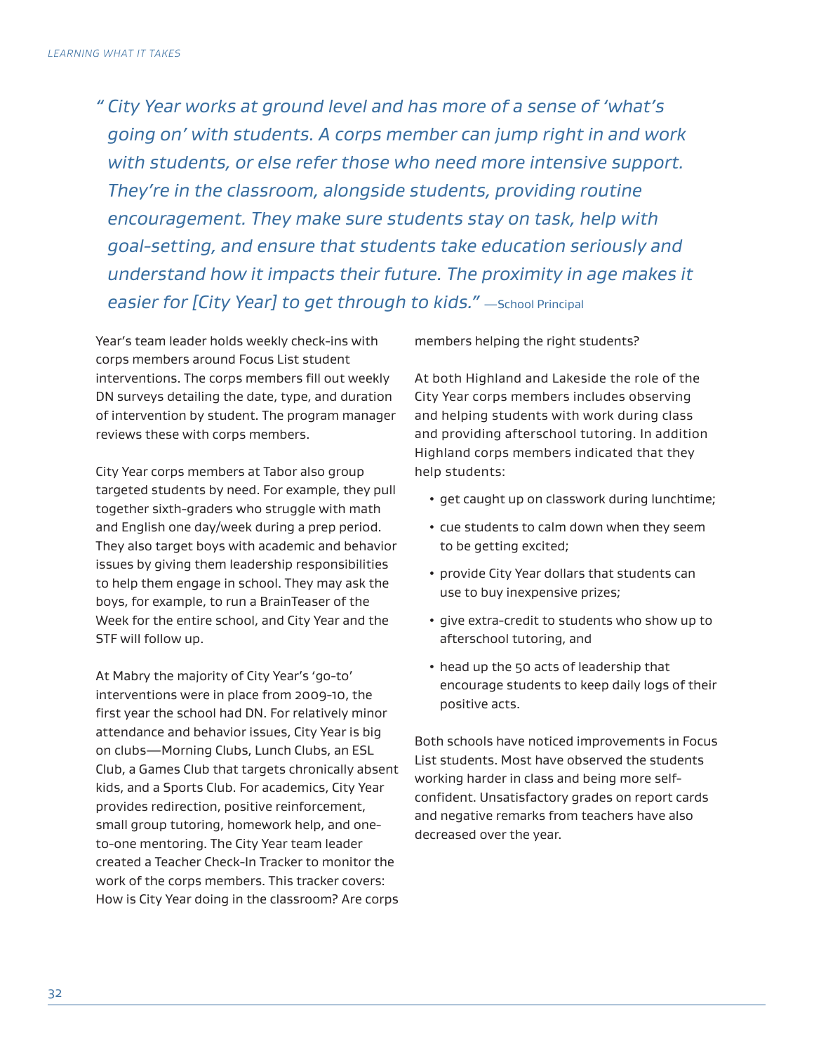*" City Year works at ground level and has more of a sense of 'what's going on' with students. A corps member can jump right in and work with students, or else refer those who need more intensive support. They're in the classroom, alongside students, providing routine encouragement. They make sure students stay on task, help with goal-setting, and ensure that students take education seriously and understand how it impacts their future. The proximity in age makes it easier for [City Year] to get through to kids."* —School Principal

Year's team leader holds weekly check-ins with corps members around Focus List student interventions. The corps members fill out weekly DN surveys detailing the date, type, and duration of intervention by student. The program manager reviews these with corps members.

City Year corps members at Tabor also group targeted students by need. For example, they pull together sixth-graders who struggle with math and English one day/week during a prep period. They also target boys with academic and behavior issues by giving them leadership responsibilities to help them engage in school. They may ask the boys, for example, to run a BrainTeaser of the Week for the entire school, and City Year and the STF will follow up.

At Mabry the majority of City Year's 'go-to' interventions were in place from 2009-10, the first year the school had DN. For relatively minor attendance and behavior issues, City Year is big on clubs—Morning Clubs, Lunch Clubs, an ESL Club, a Games Club that targets chronically absent kids, and a Sports Club. For academics, City Year provides redirection, positive reinforcement, small group tutoring, homework help, and one-to-one mentoring. The City Year team leader created a Teacher Check-In Tracker to monitor the work of the corps members. This tracker covers: How is City Year doing in the classroom? Are corps members helping the right students?

At both Highland and Lakeside the role of the City Year corps members includes observing and helping students with work during class and providing afterschool tutoring. In addition Highland corps members indicated that they help students:

- get caught up on classwork during lunchtime;
- cue students to calm down when they seem to be getting excited;
- provide City Year dollars that students can use to buy inexpensive prizes;
- give extra-credit to students who show up to afterschool tutoring, and
- head up the 50 acts of leadership that encourage students to keep daily logs of their positive acts.

Both schools have noticed improvements in Focus List students. Most have observed the students working harder in class and being more self-confident. Unsatisfactory grades on report cards and negative remarks from teachers have also decreased over the year.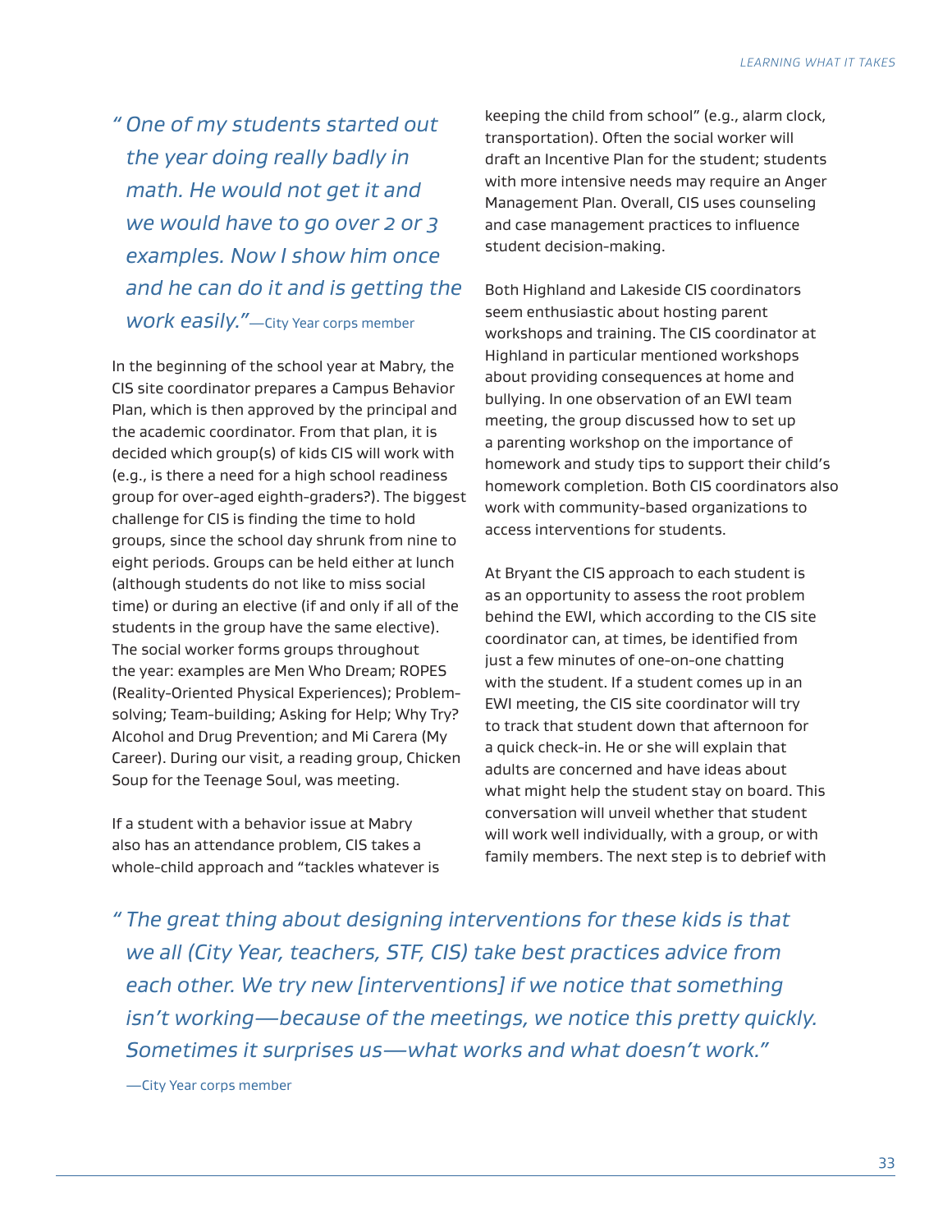> *"One of my students started out the year doing really badly in math. He would not get it and we would have to go over 2 or 3 examples. Now I show him once and he can do it and is getting the work easily."*—City Year corps member

In the beginning of the school year at Mabry, the CIS site coordinator prepares a Campus Behavior Plan, which is then approved by the principal and the academic coordinator. From that plan, it is decided which group(s) of kids CIS will work with (e.g., is there a need for a high school readiness group for over-aged eighth-graders?). The biggest challenge for CIS is finding the time to hold groups, since the school day shrunk from nine to eight periods. Groups can be held either at lunch (although students do not like to miss social time) or during an elective (if and only if all of the students in the group have the same elective). The social worker forms groups throughout the year: examples are Men Who Dream; ROPES (Reality-Oriented Physical Experiences); Problem-solving; Team-building; Asking for Help; Why Try? Alcohol and Drug Prevention; and Mi Carera (My Career). During our visit, a reading group, Chicken Soup for the Teenage Soul, was meeting.

If a student with a behavior issue at Mabry also has an attendance problem, CIS takes a whole-child approach and "tackles whatever is keeping the child from school" (e.g., alarm clock, transportation). Often the social worker will draft an Incentive Plan for the student; students with more intensive needs may require an Anger Management Plan. Overall, CIS uses counseling and case management practices to influence student decision-making.

Both Highland and Lakeside CIS coordinators seem enthusiastic about hosting parent workshops and training. The CIS coordinator at Highland in particular mentioned workshops about providing consequences at home and bullying. In one observation of an EWI team meeting, the group discussed how to set up a parenting workshop on the importance of homework and study tips to support their child's homework completion. Both CIS coordinators also work with community-based organizations to access interventions for students.

At Bryant the CIS approach to each student is as an opportunity to assess the root problem behind the EWI, which according to the CIS site coordinator can, at times, be identified from just a few minutes of one-on-one chatting with the student. If a student comes up in an EWI meeting, the CIS site coordinator will try to track that student down that afternoon for a quick check-in. He or she will explain that adults are concerned and have ideas about what might help the student stay on board. This conversation will unveil whether that student will work well individually, with a group, or with family members. The next step is to debrief with

> *"The great thing about designing interventions for these kids is that we all (City Year, teachers, STF, CIS) take best practices advice from each other. We try new [interventions] if we notice that something isn't working—because of the meetings, we notice this pretty quickly. Sometimes it surprises us—what works and what doesn't work."*
>
> —City Year corps member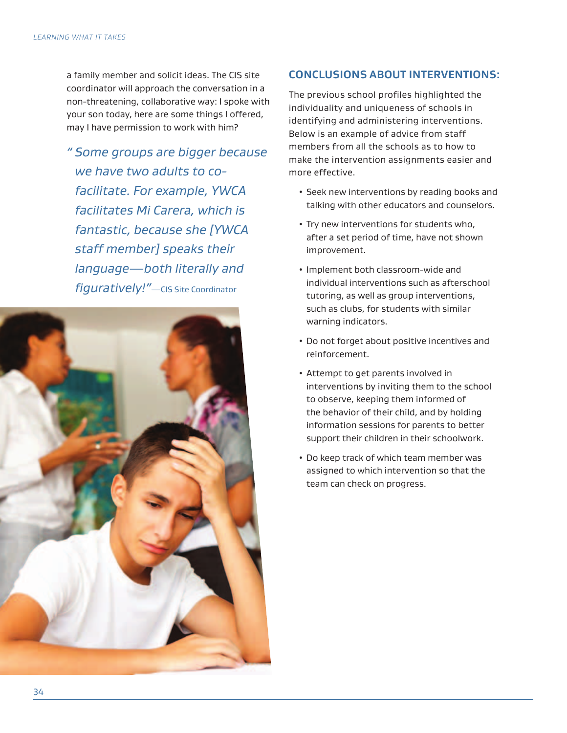a family member and solicit ideas. The CIS site coordinator will approach the conversation in a non-threatening, collaborative way: I spoke with your son today, here are some things I offered, may I have permission to work with him?

> *"Some groups are bigger because we have two adults to co-facilitate. For example, YWCA facilitates Mi Carera, which is fantastic, because she [YWCA staff member] speaks their language—both literally and figuratively!"*—CIS Site Coordinator

## CONCLUSIONS ABOUT INTERVENTIONS:

The previous school profiles highlighted the individuality and uniqueness of schools in identifying and administering interventions. Below is an example of advice from staff members from all the schools as to how to make the intervention assignments easier and more effective.

- Seek new interventions by reading books and talking with other educators and counselors.
- Try new interventions for students who, after a set period of time, have not shown improvement.
- Implement both classroom-wide and individual interventions such as afterschool tutoring, as well as group interventions, such as clubs, for students with similar warning indicators.
- Do not forget about positive incentives and reinforcement.
- Attempt to get parents involved in interventions by inviting them to the school to observe, keeping them informed of the behavior of their child, and by holding information sessions for parents to better support their children in their schoolwork.
- Do keep track of which team member was assigned to which intervention so that the team can check on progress.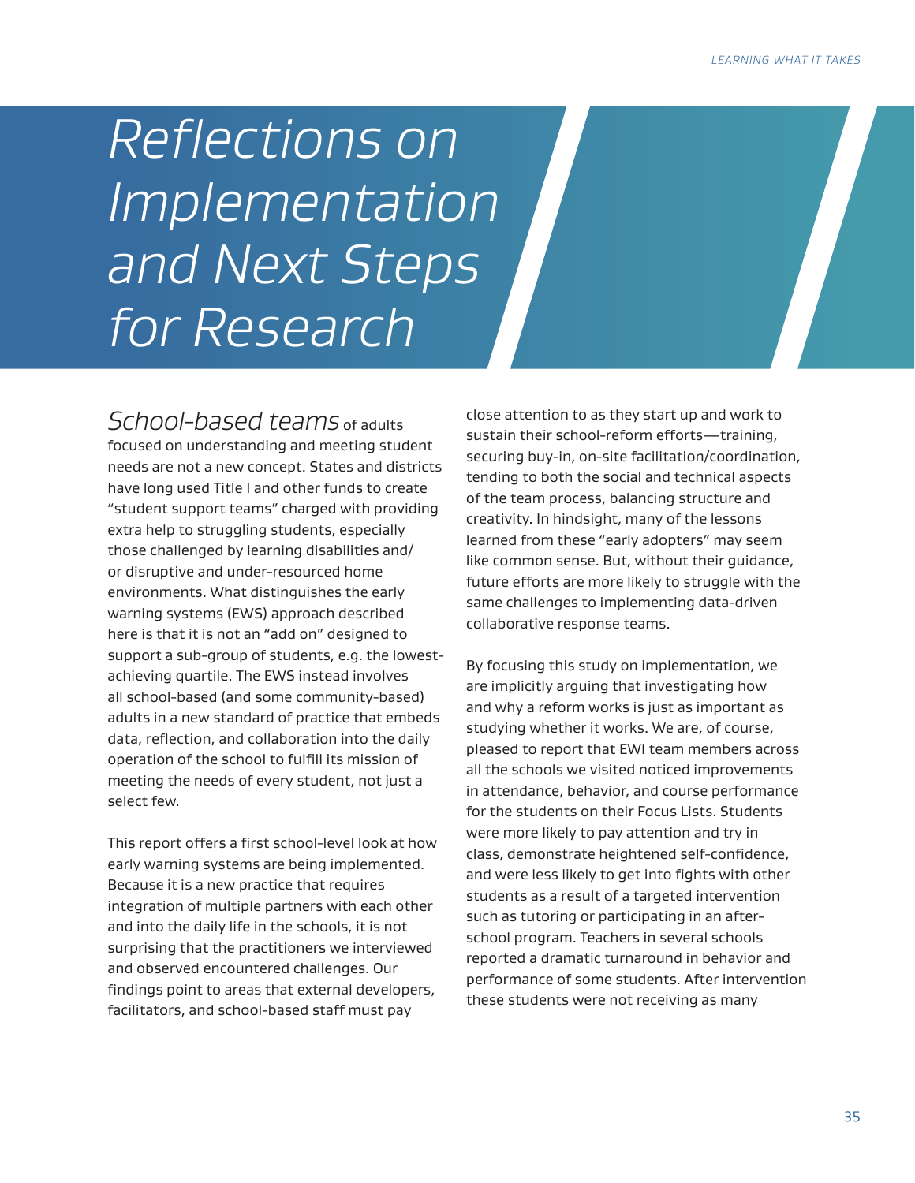# Reflections on Implementation and Next Steps for Research

*School-based teams* of adults focused on understanding and meeting student needs are not a new concept. States and districts have long used Title I and other funds to create "student support teams" charged with providing extra help to struggling students, especially those challenged by learning disabilities and/or disruptive and under-resourced home environments. What distinguishes the early warning systems (EWS) approach described here is that it is not an "add on" designed to support a sub-group of students, e.g. the lowest-achieving quartile. The EWS instead involves all school-based (and some community-based) adults in a new standard of practice that embeds data, reflection, and collaboration into the daily operation of the school to fulfill its mission of meeting the needs of every student, not just a select few.

This report offers a first school-level look at how early warning systems are being implemented. Because it is a new practice that requires integration of multiple partners with each other and into the daily life in the schools, it is not surprising that the practitioners we interviewed and observed encountered challenges. Our findings point to areas that external developers, facilitators, and school-based staff must pay close attention to as they start up and work to sustain their school-reform efforts—training, securing buy-in, on-site facilitation/coordination, tending to both the social and technical aspects of the team process, balancing structure and creativity. In hindsight, many of the lessons learned from these "early adopters" may seem like common sense. But, without their guidance, future efforts are more likely to struggle with the same challenges to implementing data-driven collaborative response teams.

By focusing this study on implementation, we are implicitly arguing that investigating how and why a reform works is just as important as studying whether it works. We are, of course, pleased to report that EWI team members across all the schools we visited noticed improvements in attendance, behavior, and course performance for the students on their Focus Lists. Students were more likely to pay attention and try in class, demonstrate heightened self-confidence, and were less likely to get into fights with other students as a result of a targeted intervention such as tutoring or participating in an after-school program. Teachers in several schools reported a dramatic turnaround in behavior and performance of some students. After intervention these students were not receiving as many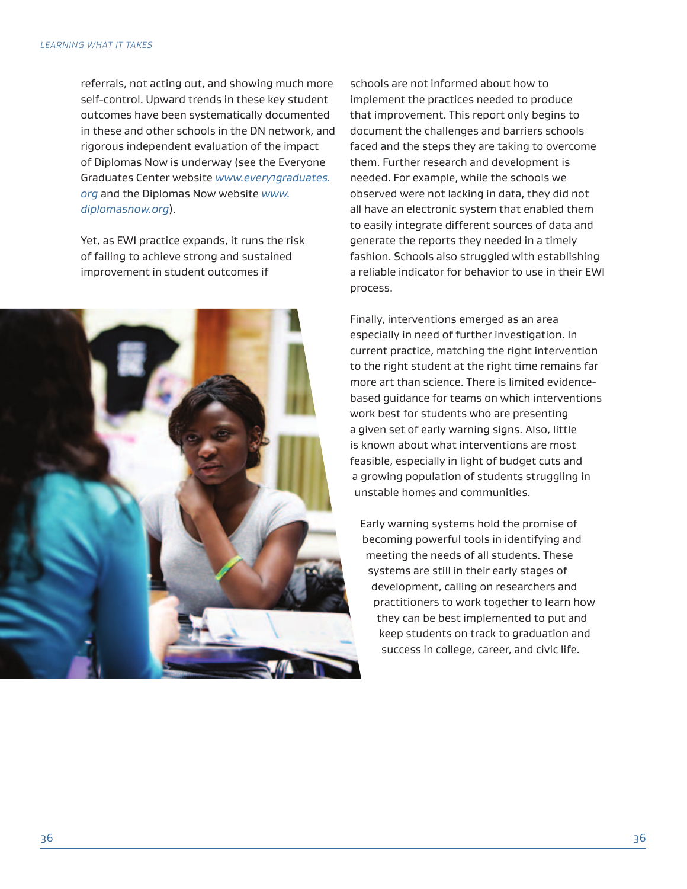referrals, not acting out, and showing much more self-control. Upward trends in these key student outcomes have been systematically documented in these and other schools in the DN network, and rigorous independent evaluation of the impact of Diplomas Now is underway (see the Everyone Graduates Center website *www.every1graduates.org* and the Diplomas Now website *www.diplomasnow.org*).

Yet, as EWI practice expands, it runs the risk of failing to achieve strong and sustained improvement in student outcomes if schools are not informed about how to implement the practices needed to produce that improvement. This report only begins to document the challenges and barriers schools faced and the steps they are taking to overcome them. Further research and development is needed. For example, while the schools we observed were not lacking in data, they did not all have an electronic system that enabled them to easily integrate different sources of data and generate the reports they needed in a timely fashion. Schools also struggled with establishing a reliable indicator for behavior to use in their EWI process.

Finally, interventions emerged as an area especially in need of further investigation. In current practice, matching the right intervention to the right student at the right time remains far more art than science. There is limited evidence-based guidance for teams on which interventions work best for students who are presenting a given set of early warning signs. Also, little is known about what interventions are most feasible, especially in light of budget cuts and a growing population of students struggling in unstable homes and communities.

Early warning systems hold the promise of becoming powerful tools in identifying and meeting the needs of all students. These systems are still in their early stages of development, calling on researchers and practitioners to work together to learn how they can be best implemented to put and keep students on track to graduation and success in college, career, and civic life.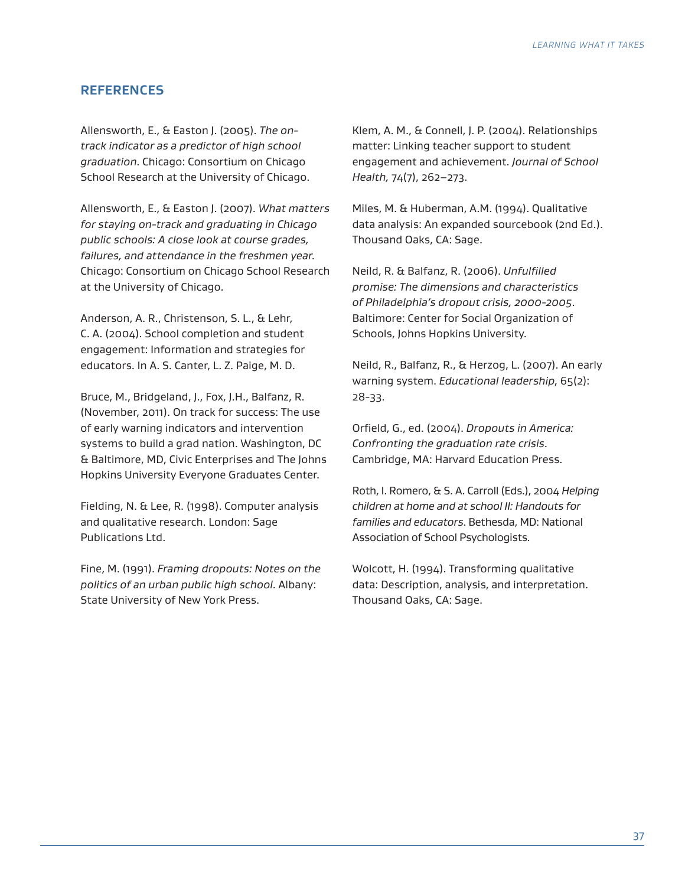## REFERENCES

Allensworth, E., & Easton J. (2005). *The on-track indicator as a predictor of high school graduation*. Chicago: Consortium on Chicago School Research at the University of Chicago.

Allensworth, E., & Easton J. (2007). *What matters for staying on-track and graduating in Chicago public schools: A close look at course grades, failures, and attendance in the freshmen year.* Chicago: Consortium on Chicago School Research at the University of Chicago.

Anderson, A. R., Christenson, S. L., & Lehr, C. A. (2004). School completion and student engagement: Information and strategies for educators. In A. S. Canter, L. Z. Paige, M. D.

Bruce, M., Bridgeland, J., Fox, J.H., Balfanz, R. (November, 2011). On track for success: The use of early warning indicators and intervention systems to build a grad nation. Washington, DC & Baltimore, MD, Civic Enterprises and The Johns Hopkins University Everyone Graduates Center.

Fielding, N. & Lee, R. (1998). Computer analysis and qualitative research. London: Sage Publications Ltd.

Fine, M. (1991). *Framing dropouts: Notes on the politics of an urban public high school*. Albany: State University of New York Press.

Klem, A. M., & Connell, J. P. (2004). Relationships matter: Linking teacher support to student engagement and achievement. *Journal of School Health,* 74(7), 262–273.

Miles, M. & Huberman, A.M. (1994). Qualitative data analysis: An expanded sourcebook (2nd Ed.). Thousand Oaks, CA: Sage.

Neild, R. & Balfanz, R. (2006). *Unfulfilled promise: The dimensions and characteristics of Philadelphia's dropout crisis, 2000-2005*. Baltimore: Center for Social Organization of Schools, Johns Hopkins University.

Neild, R., Balfanz, R., & Herzog, L. (2007). An early warning system. *Educational leadership*, 65(2): 28-33.

Orfield, G., ed. (2004). *Dropouts in America: Confronting the graduation rate crisis*. Cambridge, MA: Harvard Education Press.

Roth, I. Romero, & S. A. Carroll (Eds.), 2004 *Helping children at home and at school II: Handouts for families and educators*. Bethesda, MD: National Association of School Psychologists.

Wolcott, H. (1994). Transforming qualitative data: Description, analysis, and interpretation. Thousand Oaks, CA: Sage.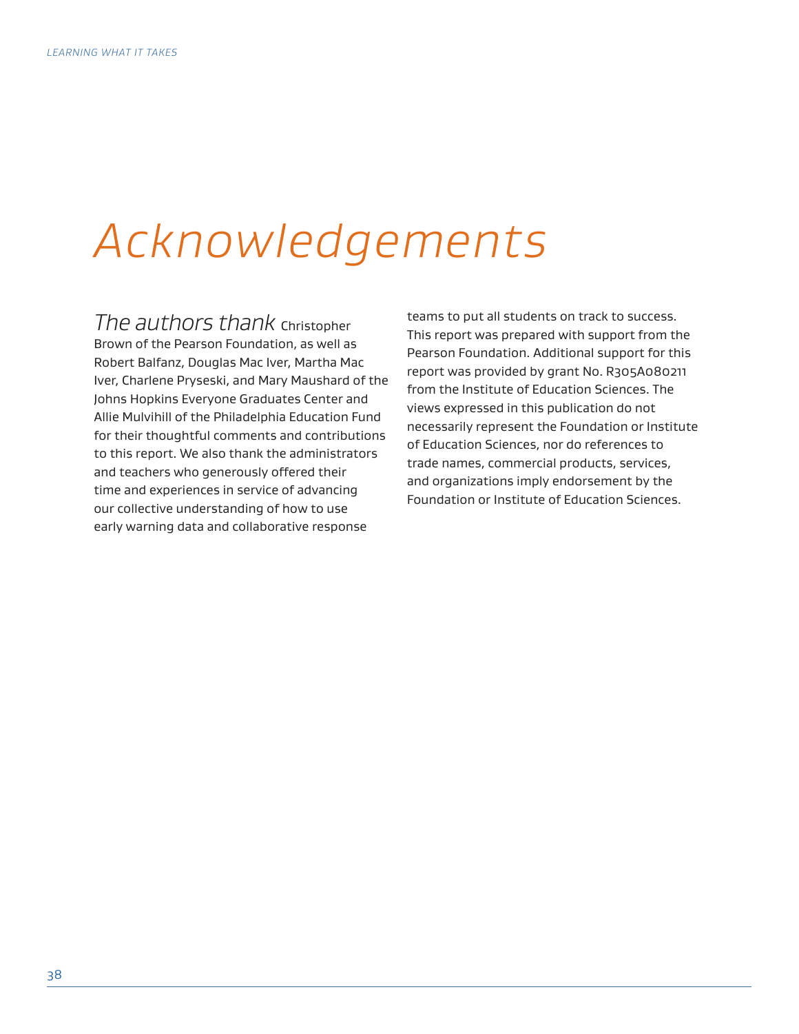# Acknowledgements

*The authors thank* Christopher Brown of the Pearson Foundation, as well as Robert Balfanz, Douglas Mac Iver, Martha Mac Iver, Charlene Pryseski, and Mary Maushard of the Johns Hopkins Everyone Graduates Center and Allie Mulvihill of the Philadelphia Education Fund for their thoughtful comments and contributions to this report. We also thank the administrators and teachers who generously offered their time and experiences in service of advancing our collective understanding of how to use early warning data and collaborative response teams to put all students on track to success. This report was prepared with support from the Pearson Foundation. Additional support for this report was provided by grant No. R305A080211 from the Institute of Education Sciences. The views expressed in this publication do not necessarily represent the Foundation or Institute of Education Sciences, nor do references to trade names, commercial products, services, and organizations imply endorsement by the Foundation or Institute of Education Sciences.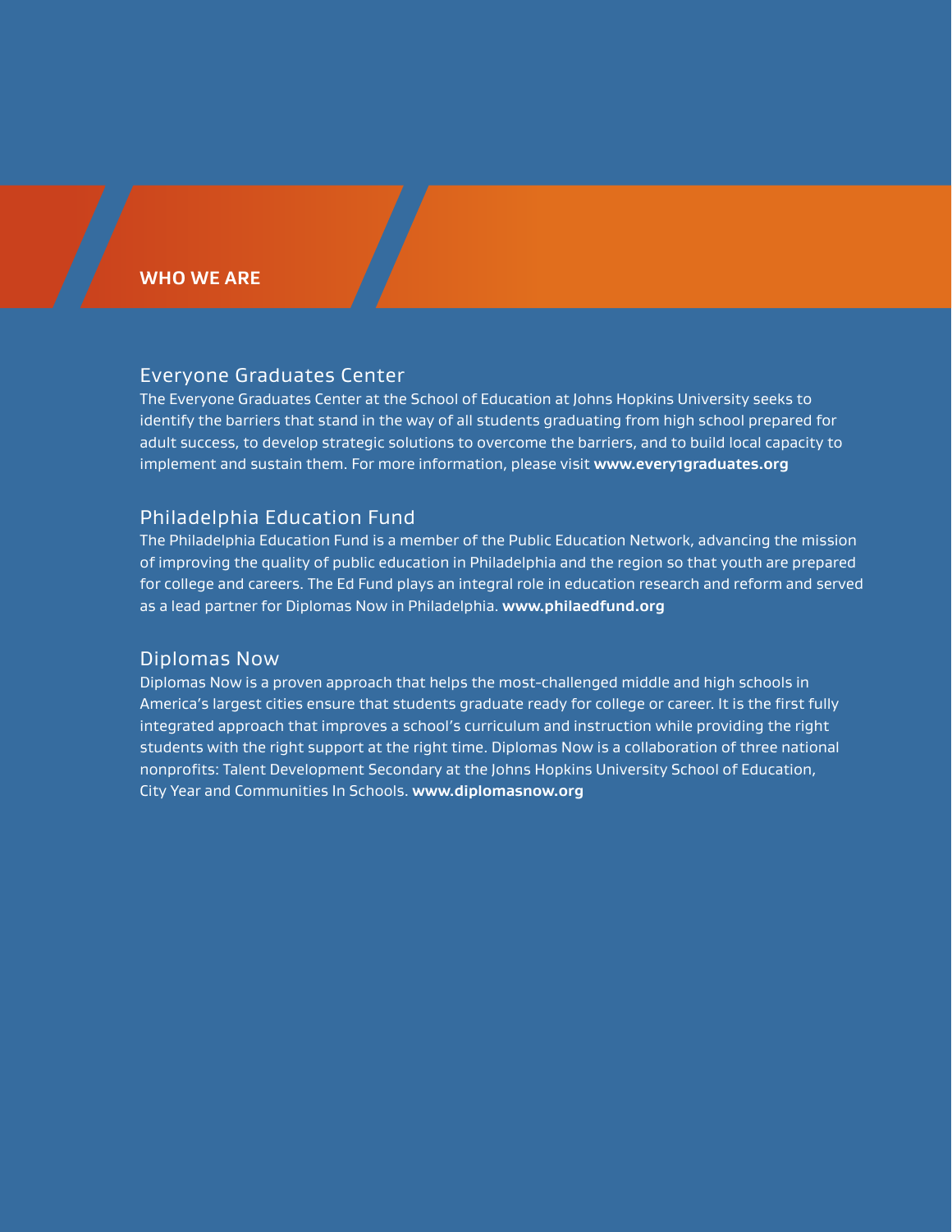# WHO WE ARE

## Everyone Graduates Center

The Everyone Graduates Center at the School of Education at Johns Hopkins University seeks to identify the barriers that stand in the way of all students graduating from high school prepared for adult success, to develop strategic solutions to overcome the barriers, and to build local capacity to implement and sustain them. For more information, please visit **www.every1graduates.org**

## Philadelphia Education Fund

The Philadelphia Education Fund is a member of the Public Education Network, advancing the mission of improving the quality of public education in Philadelphia and the region so that youth are prepared for college and careers. The Ed Fund plays an integral role in education research and reform and served as a lead partner for Diplomas Now in Philadelphia. **www.philaedfund.org**

## Diplomas Now

Diplomas Now is a proven approach that helps the most-challenged middle and high schools in America's largest cities ensure that students graduate ready for college or career. It is the first fully integrated approach that improves a school's curriculum and instruction while providing the right students with the right support at the right time. Diplomas Now is a collaboration of three national nonprofits: Talent Development Secondary at the Johns Hopkins University School of Education, City Year and Communities In Schools. **www.diplomasnow.org**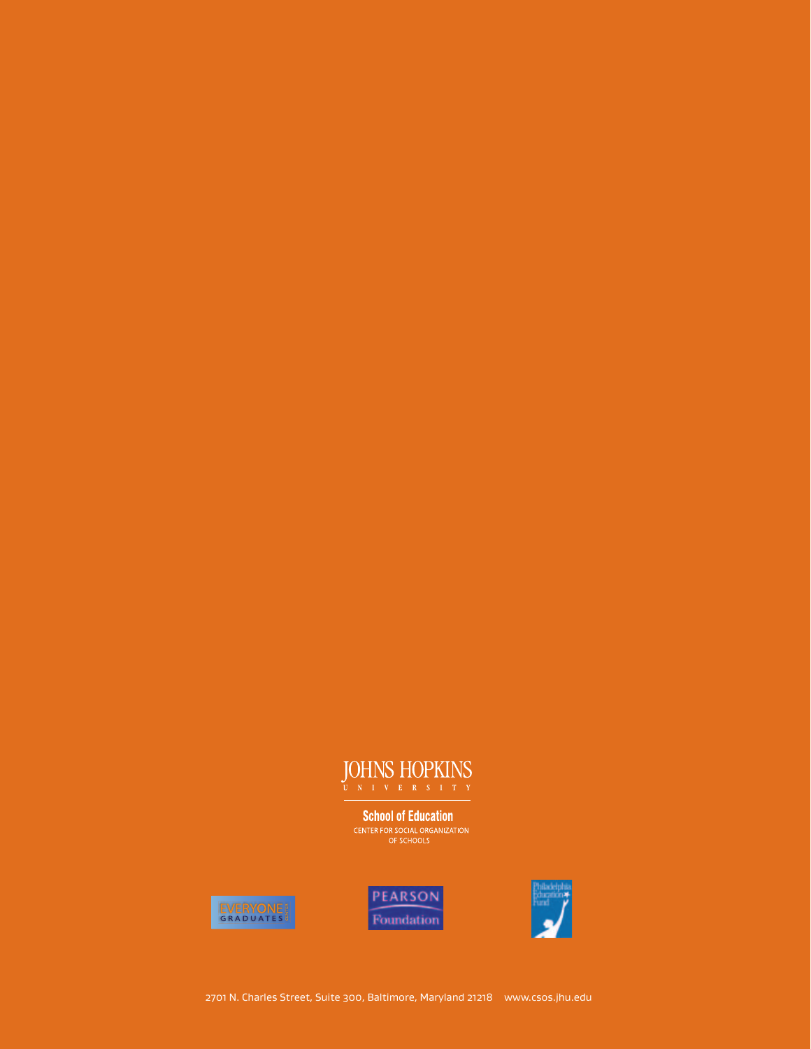JOHNS HOPKINS
UNIVERSITY

School of Education
CENTER FOR SOCIAL ORGANIZATION OF SCHOOLS

EVERYONE GRADUATES CENTER

PEARSON Foundation

Philadelphia Education Fund

2701 N. Charles Street, Suite 300, Baltimore, Maryland 21218 www.csos.jhu.edu